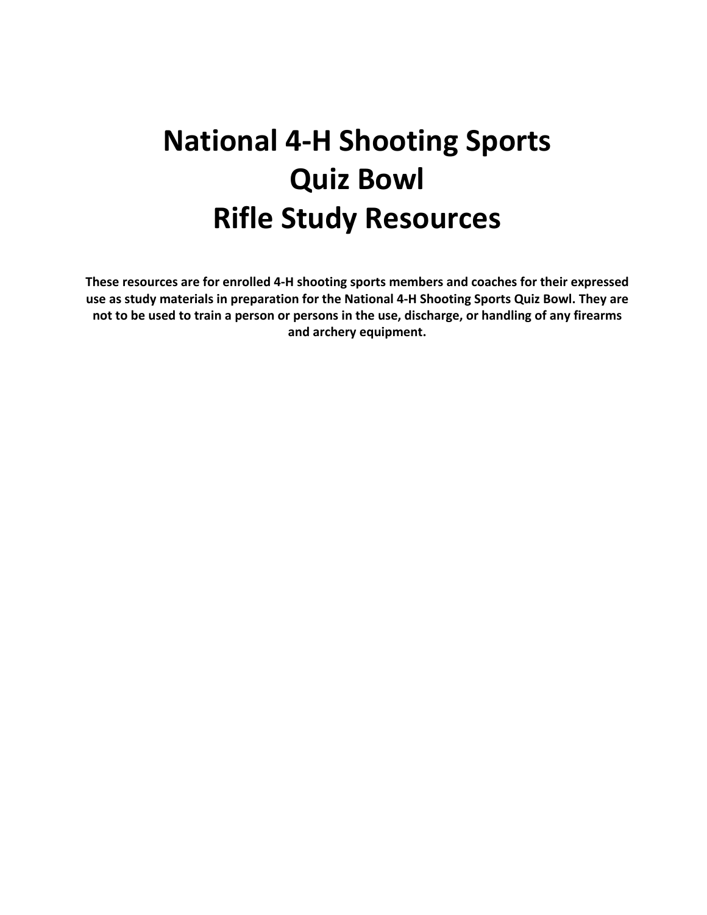# National 4-H Shooting Sports Quiz Bowl Rifle Study Resources

**These resources are for enrolled 4-H shooting sports members and coaches for their expressed use as study materials in preparation for the National 4-H Shooting Sports Quiz Bowl. They are not to be used to train a person or persons in the use, discharge, or handling of any firearms and archery equipment.**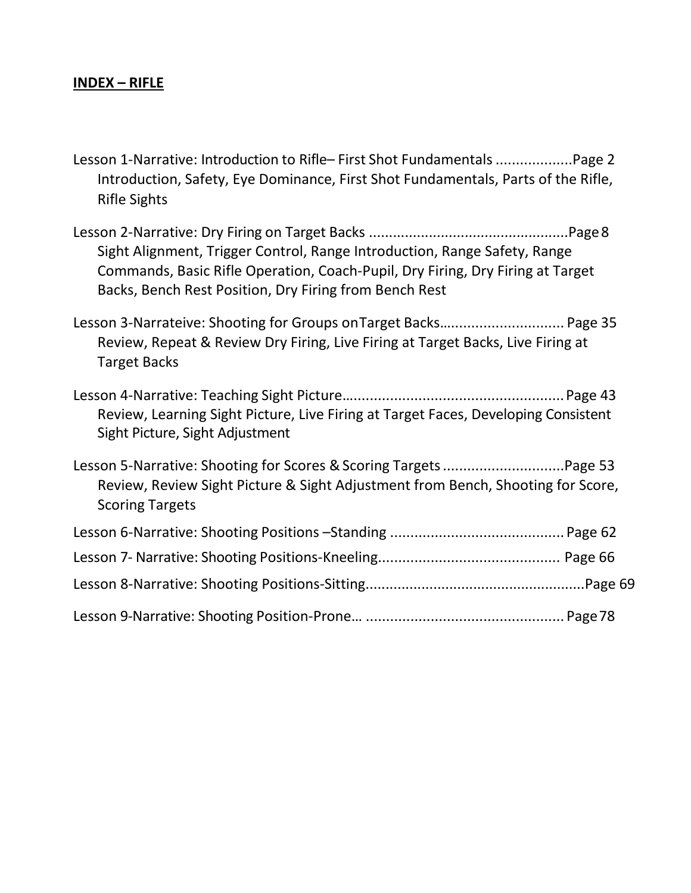**INDEX – RIFLE**

Lesson 1-Narrative: Introduction to Rifle– First Shot Fundamentals ..................Page 2
Introduction, Safety, Eye Dominance, First Shot Fundamentals, Parts of the Rifle, Rifle Sights

Lesson 2-Narrative: Dry Firing on Target Backs .................................................Page 8
Sight Alignment, Trigger Control, Range Introduction, Range Safety, Range Commands, Basic Rifle Operation, Coach-Pupil, Dry Firing, Dry Firing at Target Backs, Bench Rest Position, Dry Firing from Bench Rest

Lesson 3-Narrateive: Shooting for Groups onTarget Backs….............................. Page 35
Review, Repeat & Review Dry Firing, Live Firing at Target Backs, Live Firing at Target Backs

Lesson 4-Narrative: Teaching Sight Picture…................................................... Page 43
Review, Learning Sight Picture, Live Firing at Target Faces, Developing Consistent Sight Picture, Sight Adjustment

Lesson 5-Narrative: Shooting for Scores & Scoring Targets ..............................Page 53
Review, Review Sight Picture & Sight Adjustment from Bench, Shooting for Score, Scoring Targets

Lesson 6-Narrative: Shooting Positions –Standing ........................................... Page 62

Lesson 7- Narrative: Shooting Positions-Kneeling............................................. Page 66

Lesson 8-Narrative: Shooting Positions-Sitting......................................................Page 69

Lesson 9-Narrative: Shooting Position-Prone… ................................................. Page 78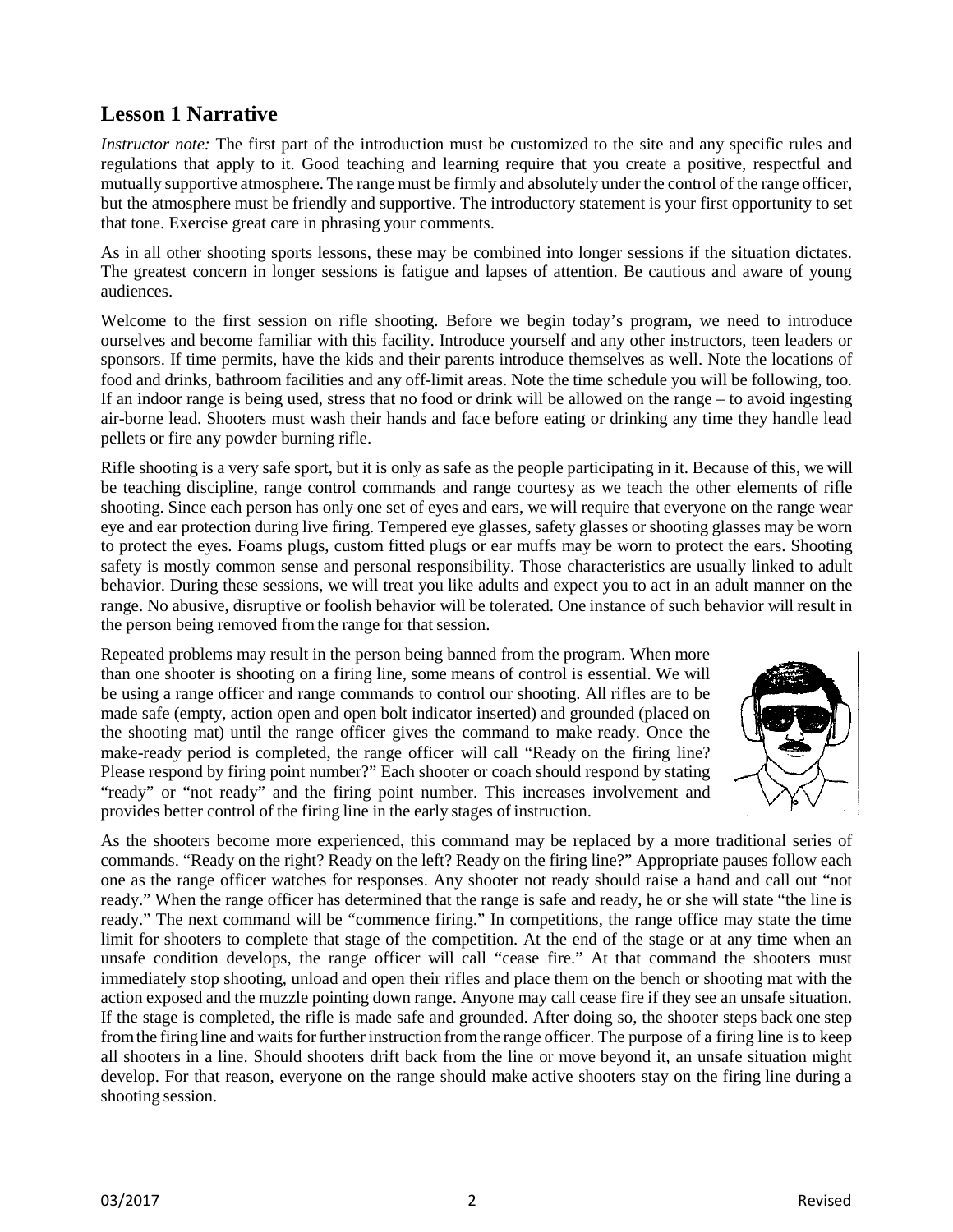## Lesson 1 Narrative

*Instructor note:* The first part of the introduction must be customized to the site and any specific rules and regulations that apply to it. Good teaching and learning require that you create a positive, respectful and mutually supportive atmosphere. The range must be firmly and absolutely under the control of the range officer, but the atmosphere must be friendly and supportive. The introductory statement is your first opportunity to set that tone. Exercise great care in phrasing your comments.

As in all other shooting sports lessons, these may be combined into longer sessions if the situation dictates. The greatest concern in longer sessions is fatigue and lapses of attention. Be cautious and aware of young audiences.

Welcome to the first session on rifle shooting. Before we begin today's program, we need to introduce ourselves and become familiar with this facility. Introduce yourself and any other instructors, teen leaders or sponsors. If time permits, have the kids and their parents introduce themselves as well. Note the locations of food and drinks, bathroom facilities and any off-limit areas. Note the time schedule you will be following, too. If an indoor range is being used, stress that no food or drink will be allowed on the range – to avoid ingesting air-borne lead. Shooters must wash their hands and face before eating or drinking any time they handle lead pellets or fire any powder burning rifle.

Rifle shooting is a very safe sport, but it is only as safe as the people participating in it. Because of this, we will be teaching discipline, range control commands and range courtesy as we teach the other elements of rifle shooting. Since each person has only one set of eyes and ears, we will require that everyone on the range wear eye and ear protection during live firing. Tempered eye glasses, safety glasses or shooting glasses may be worn to protect the eyes. Foams plugs, custom fitted plugs or ear muffs may be worn to protect the ears. Shooting safety is mostly common sense and personal responsibility. Those characteristics are usually linked to adult behavior. During these sessions, we will treat you like adults and expect you to act in an adult manner on the range. No abusive, disruptive or foolish behavior will be tolerated. One instance of such behavior will result in the person being removed from the range for that session.

Repeated problems may result in the person being banned from the program. When more than one shooter is shooting on a firing line, some means of control is essential. We will be using a range officer and range commands to control our shooting. All rifles are to be made safe (empty, action open and open bolt indicator inserted) and grounded (placed on the shooting mat) until the range officer gives the command to make ready. Once the make-ready period is completed, the range officer will call "Ready on the firing line? Please respond by firing point number?" Each shooter or coach should respond by stating "ready" or "not ready" and the firing point number. This increases involvement and provides better control of the firing line in the early stages of instruction.

As the shooters become more experienced, this command may be replaced by a more traditional series of commands. "Ready on the right? Ready on the left? Ready on the firing line?" Appropriate pauses follow each one as the range officer watches for responses. Any shooter not ready should raise a hand and call out "not ready." When the range officer has determined that the range is safe and ready, he or she will state "the line is ready." The next command will be "commence firing." In competitions, the range office may state the time limit for shooters to complete that stage of the competition. At the end of the stage or at any time when an unsafe condition develops, the range officer will call "cease fire." At that command the shooters must immediately stop shooting, unload and open their rifles and place them on the bench or shooting mat with the action exposed and the muzzle pointing down range. Anyone may call cease fire if they see an unsafe situation. If the stage is completed, the rifle is made safe and grounded. After doing so, the shooter steps back one step from the firing line and waits for further instruction from the range officer. The purpose of a firing line is to keep all shooters in a line. Should shooters drift back from the line or move beyond it, an unsafe situation might develop. For that reason, everyone on the range should make active shooters stay on the firing line during a shooting session.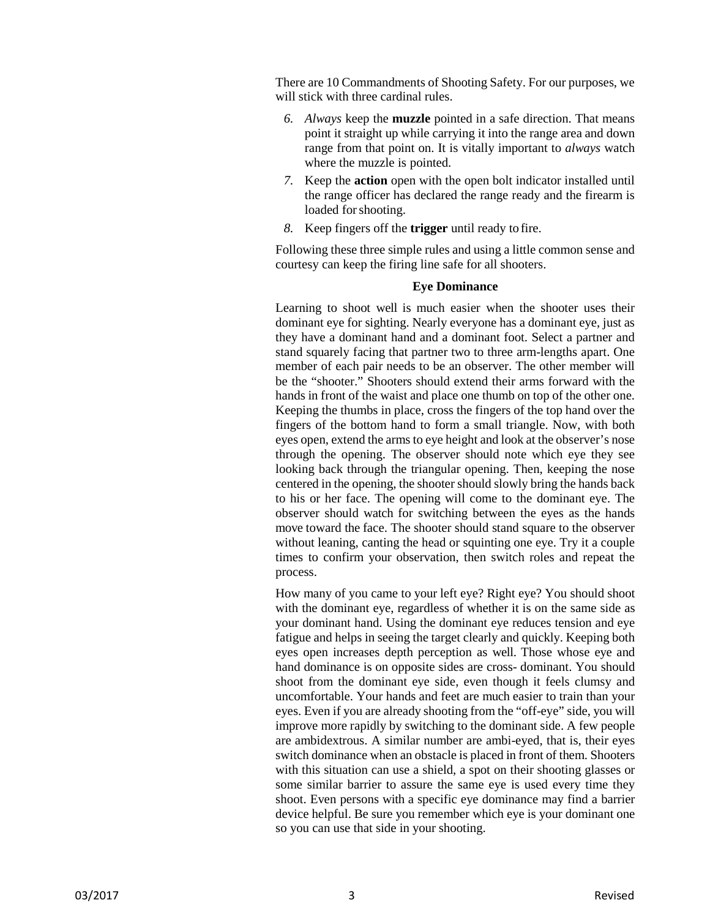There are 10 Commandments of Shooting Safety. For our purposes, we will stick with three cardinal rules.

6. *Always* keep the **muzzle** pointed in a safe direction. That means point it straight up while carrying it into the range area and down range from that point on. It is vitally important to *always* watch where the muzzle is pointed.
7. Keep the **action** open with the open bolt indicator installed until the range officer has declared the range ready and the firearm is loaded for shooting.
8. Keep fingers off the **trigger** until ready to fire.

Following these three simple rules and using a little common sense and courtesy can keep the firing line safe for all shooters.

### Eye Dominance

Learning to shoot well is much easier when the shooter uses their dominant eye for sighting. Nearly everyone has a dominant eye, just as they have a dominant hand and a dominant foot. Select a partner and stand squarely facing that partner two to three arm-lengths apart. One member of each pair needs to be an observer. The other member will be the "shooter." Shooters should extend their arms forward with the hands in front of the waist and place one thumb on top of the other one. Keeping the thumbs in place, cross the fingers of the top hand over the fingers of the bottom hand to form a small triangle. Now, with both eyes open, extend the arms to eye height and look at the observer's nose through the opening. The observer should note which eye they see looking back through the triangular opening. Then, keeping the nose centered in the opening, the shooter should slowly bring the hands back to his or her face. The opening will come to the dominant eye. The observer should watch for switching between the eyes as the hands move toward the face. The shooter should stand square to the observer without leaning, canting the head or squinting one eye. Try it a couple times to confirm your observation, then switch roles and repeat the process.

How many of you came to your left eye? Right eye? You should shoot with the dominant eye, regardless of whether it is on the same side as your dominant hand. Using the dominant eye reduces tension and eye fatigue and helps in seeing the target clearly and quickly. Keeping both eyes open increases depth perception as well. Those whose eye and hand dominance is on opposite sides are cross- dominant. You should shoot from the dominant eye side, even though it feels clumsy and uncomfortable. Your hands and feet are much easier to train than your eyes. Even if you are already shooting from the "off-eye" side, you will improve more rapidly by switching to the dominant side. A few people are ambidextrous. A similar number are ambi-eyed, that is, their eyes switch dominance when an obstacle is placed in front of them. Shooters with this situation can use a shield, a spot on their shooting glasses or some similar barrier to assure the same eye is used every time they shoot. Even persons with a specific eye dominance may find a barrier device helpful. Be sure you remember which eye is your dominant one so you can use that side in your shooting.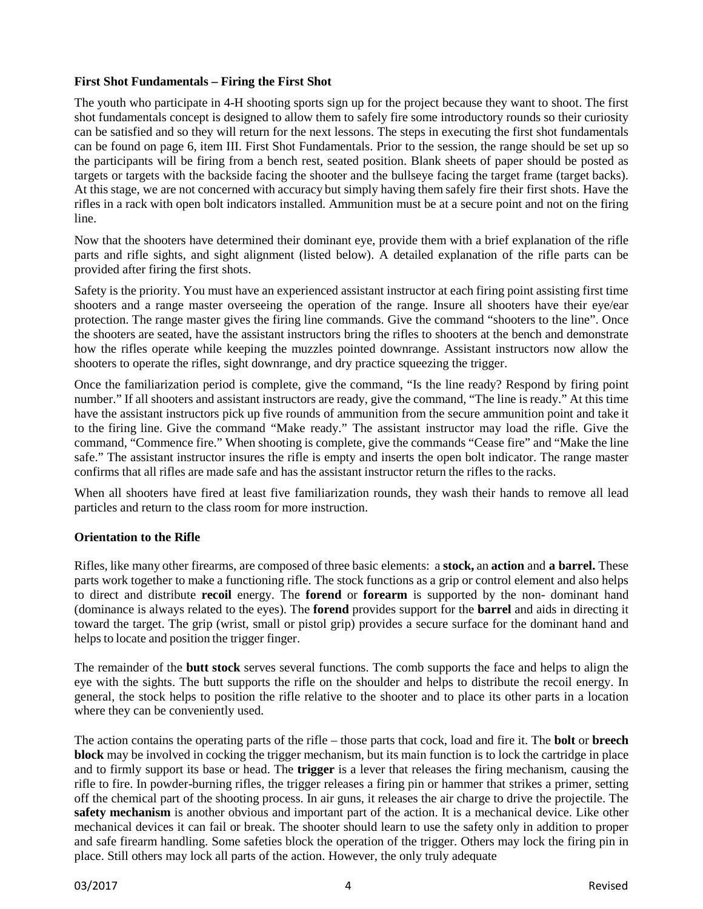**First Shot Fundamentals – Firing the First Shot**

The youth who participate in 4-H shooting sports sign up for the project because they want to shoot. The first shot fundamentals concept is designed to allow them to safely fire some introductory rounds so their curiosity can be satisfied and so they will return for the next lessons. The steps in executing the first shot fundamentals can be found on page 6, item III. First Shot Fundamentals. Prior to the session, the range should be set up so the participants will be firing from a bench rest, seated position. Blank sheets of paper should be posted as targets or targets with the backside facing the shooter and the bullseye facing the target frame (target backs). At this stage, we are not concerned with accuracy but simply having them safely fire their first shots. Have the rifles in a rack with open bolt indicators installed. Ammunition must be at a secure point and not on the firing line.

Now that the shooters have determined their dominant eye, provide them with a brief explanation of the rifle parts and rifle sights, and sight alignment (listed below). A detailed explanation of the rifle parts can be provided after firing the first shots.

Safety is the priority. You must have an experienced assistant instructor at each firing point assisting first time shooters and a range master overseeing the operation of the range. Insure all shooters have their eye/ear protection. The range master gives the firing line commands. Give the command "shooters to the line". Once the shooters are seated, have the assistant instructors bring the rifles to shooters at the bench and demonstrate how the rifles operate while keeping the muzzles pointed downrange. Assistant instructors now allow the shooters to operate the rifles, sight downrange, and dry practice squeezing the trigger.

Once the familiarization period is complete, give the command, "Is the line ready? Respond by firing point number." If all shooters and assistant instructors are ready, give the command, "The line is ready." At this time have the assistant instructors pick up five rounds of ammunition from the secure ammunition point and take it to the firing line. Give the command "Make ready." The assistant instructor may load the rifle. Give the command, "Commence fire." When shooting is complete, give the commands "Cease fire" and "Make the line safe." The assistant instructor insures the rifle is empty and inserts the open bolt indicator. The range master confirms that all rifles are made safe and has the assistant instructor return the rifles to the racks.

When all shooters have fired at least five familiarization rounds, they wash their hands to remove all lead particles and return to the class room for more instruction.

**Orientation to the Rifle**

Rifles, like many other firearms, are composed of three basic elements: a **stock,** an **action** and **a barrel.** These parts work together to make a functioning rifle. The stock functions as a grip or control element and also helps to direct and distribute **recoil** energy. The **forend** or **forearm** is supported by the non- dominant hand (dominance is always related to the eyes). The **forend** provides support for the **barrel** and aids in directing it toward the target. The grip (wrist, small or pistol grip) provides a secure surface for the dominant hand and helps to locate and position the trigger finger.

The remainder of the **butt stock** serves several functions. The comb supports the face and helps to align the eye with the sights. The butt supports the rifle on the shoulder and helps to distribute the recoil energy. In general, the stock helps to position the rifle relative to the shooter and to place its other parts in a location where they can be conveniently used.

The action contains the operating parts of the rifle – those parts that cock, load and fire it. The **bolt** or **breech block** may be involved in cocking the trigger mechanism, but its main function is to lock the cartridge in place and to firmly support its base or head. The **trigger** is a lever that releases the firing mechanism, causing the rifle to fire. In powder-burning rifles, the trigger releases a firing pin or hammer that strikes a primer, setting off the chemical part of the shooting process. In air guns, it releases the air charge to drive the projectile. The **safety mechanism** is another obvious and important part of the action. It is a mechanical device. Like other mechanical devices it can fail or break. The shooter should learn to use the safety only in addition to proper and safe firearm handling. Some safeties block the operation of the trigger. Others may lock the firing pin in place. Still others may lock all parts of the action. However, the only truly adequate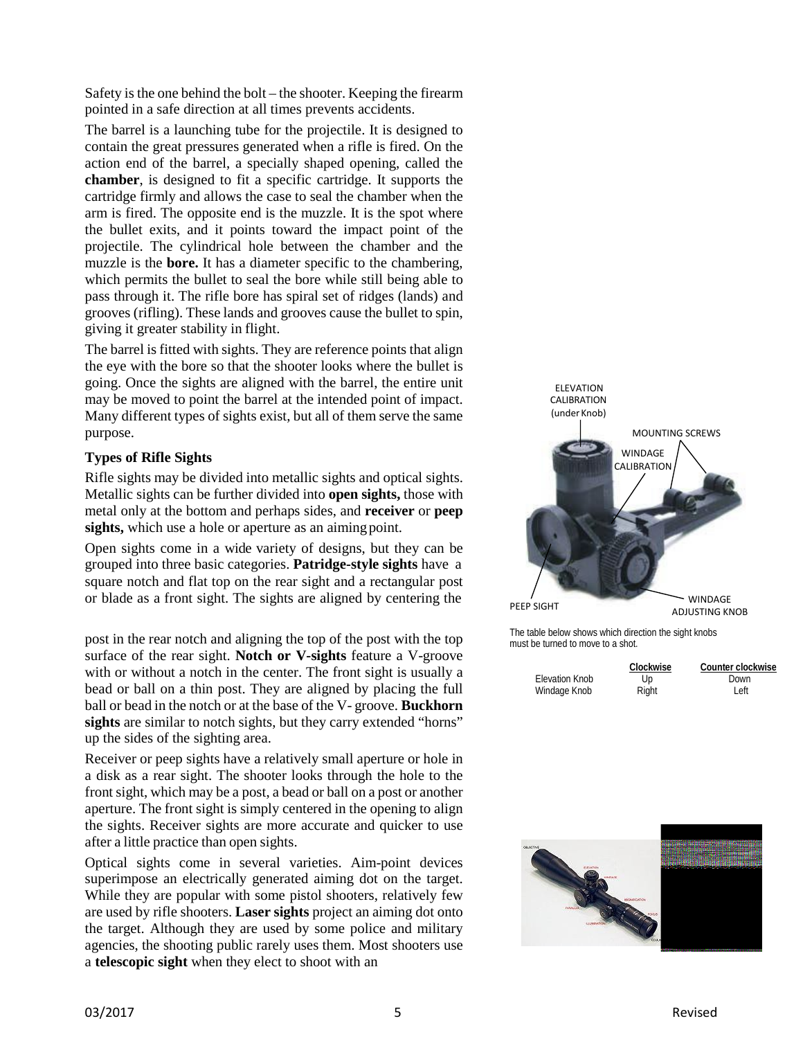Safety is the one behind the bolt – the shooter. Keeping the firearm pointed in a safe direction at all times prevents accidents.

The barrel is a launching tube for the projectile. It is designed to contain the great pressures generated when a rifle is fired. On the action end of the barrel, a specially shaped opening, called the **chamber**, is designed to fit a specific cartridge. It supports the cartridge firmly and allows the case to seal the chamber when the arm is fired. The opposite end is the muzzle. It is the spot where the bullet exits, and it points toward the impact point of the projectile. The cylindrical hole between the chamber and the muzzle is the **bore.** It has a diameter specific to the chambering, which permits the bullet to seal the bore while still being able to pass through it. The rifle bore has spiral set of ridges (lands) and grooves (rifling). These lands and grooves cause the bullet to spin, giving it greater stability in flight.

The barrel is fitted with sights. They are reference points that align the eye with the bore so that the shooter looks where the bullet is going. Once the sights are aligned with the barrel, the entire unit may be moved to point the barrel at the intended point of impact. Many different types of sights exist, but all of them serve the same purpose.

### Types of Rifle Sights

Rifle sights may be divided into metallic sights and optical sights. Metallic sights can be further divided into **open sights,** those with metal only at the bottom and perhaps sides, and **receiver** or **peep sights,** which use a hole or aperture as an aiming point.

Open sights come in a wide variety of designs, but they can be grouped into three basic categories. **Patridge-style sights** have a square notch and flat top on the rear sight and a rectangular post or blade as a front sight. The sights are aligned by centering the post in the rear notch and aligning the top of the post with the top surface of the rear sight. **Notch or V-sights** feature a V-groove with or without a notch in the center. The front sight is usually a bead or ball on a thin post. They are aligned by placing the full ball or bead in the notch or at the base of the V- groove. **Buckhorn sights** are similar to notch sights, but they carry extended "horns" up the sides of the sighting area.

Receiver or peep sights have a relatively small aperture or hole in a disk as a rear sight. The shooter looks through the hole to the front sight, which may be a post, a bead or ball on a post or another aperture. The front sight is simply centered in the opening to align the sights. Receiver sights are more accurate and quicker to use after a little practice than open sights.

Optical sights come in several varieties. Aim-point devices superimpose an electrically generated aiming dot on the target. While they are popular with some pistol shooters, relatively few are used by rifle shooters. **Laser sights** project an aiming dot onto the target. Although they are used by some police and military agencies, the shooting public rarely uses them. Most shooters use a **telescopic sight** when they elect to shoot with an

ELEVATION CALIBRATION (under Knob)

MOUNTING SCREWS

WINDAGE CALIBRATION

PEEP SIGHT

WINDAGE ADJUSTING KNOB

The table below shows which direction the sight knobs must be turned to move to a shot.

| | Clockwise | Counter clockwise |
|---|---|---|
| Elevation Knob | Up | Down |
| Windage Knob | Right | Left |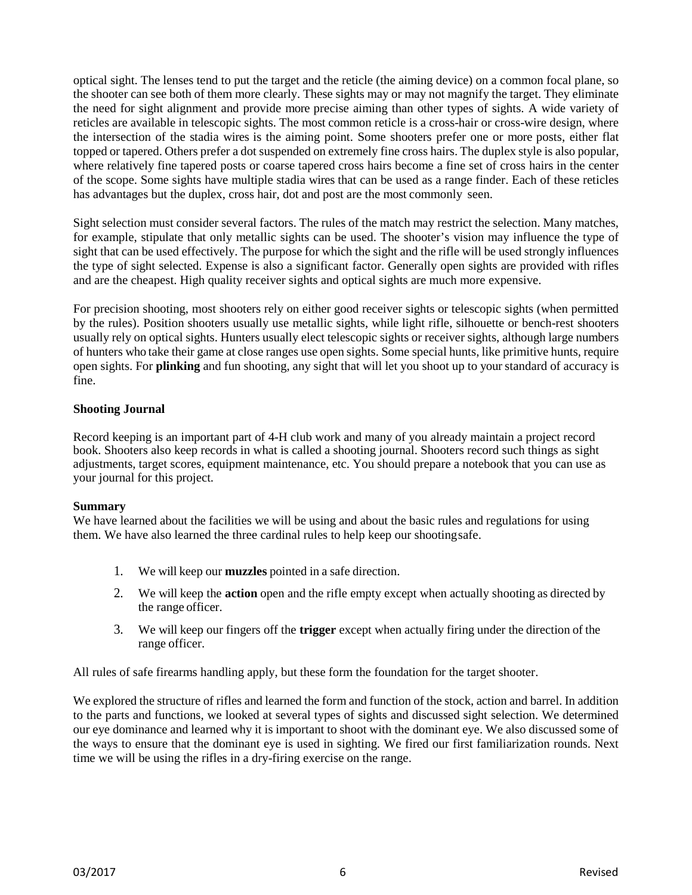optical sight. The lenses tend to put the target and the reticle (the aiming device) on a common focal plane, so the shooter can see both of them more clearly. These sights may or may not magnify the target. They eliminate the need for sight alignment and provide more precise aiming than other types of sights. A wide variety of reticles are available in telescopic sights. The most common reticle is a cross-hair or cross-wire design, where the intersection of the stadia wires is the aiming point. Some shooters prefer one or more posts, either flat topped or tapered. Others prefer a dot suspended on extremely fine cross hairs. The duplex style is also popular, where relatively fine tapered posts or coarse tapered cross hairs become a fine set of cross hairs in the center of the scope. Some sights have multiple stadia wires that can be used as a range finder. Each of these reticles has advantages but the duplex, cross hair, dot and post are the most commonly seen.

Sight selection must consider several factors. The rules of the match may restrict the selection. Many matches, for example, stipulate that only metallic sights can be used. The shooter's vision may influence the type of sight that can be used effectively. The purpose for which the sight and the rifle will be used strongly influences the type of sight selected. Expense is also a significant factor. Generally open sights are provided with rifles and are the cheapest. High quality receiver sights and optical sights are much more expensive.

For precision shooting, most shooters rely on either good receiver sights or telescopic sights (when permitted by the rules). Position shooters usually use metallic sights, while light rifle, silhouette or bench-rest shooters usually rely on optical sights. Hunters usually elect telescopic sights or receiver sights, although large numbers of hunters who take their game at close ranges use open sights. Some special hunts, like primitive hunts, require open sights. For **plinking** and fun shooting, any sight that will let you shoot up to your standard of accuracy is fine.

### Shooting Journal

Record keeping is an important part of 4-H club work and many of you already maintain a project record book. Shooters also keep records in what is called a shooting journal. Shooters record such things as sight adjustments, target scores, equipment maintenance, etc. You should prepare a notebook that you can use as your journal for this project.

### Summary

We have learned about the facilities we will be using and about the basic rules and regulations for using them. We have also learned the three cardinal rules to help keep our shooting safe.

1. We will keep our **muzzles** pointed in a safe direction.
2. We will keep the **action** open and the rifle empty except when actually shooting as directed by the range officer.
3. We will keep our fingers off the **trigger** except when actually firing under the direction of the range officer.

All rules of safe firearms handling apply, but these form the foundation for the target shooter.

We explored the structure of rifles and learned the form and function of the stock, action and barrel. In addition to the parts and functions, we looked at several types of sights and discussed sight selection. We determined our eye dominance and learned why it is important to shoot with the dominant eye. We also discussed some of the ways to ensure that the dominant eye is used in sighting. We fired our first familiarization rounds. Next time we will be using the rifles in a dry-firing exercise on the range.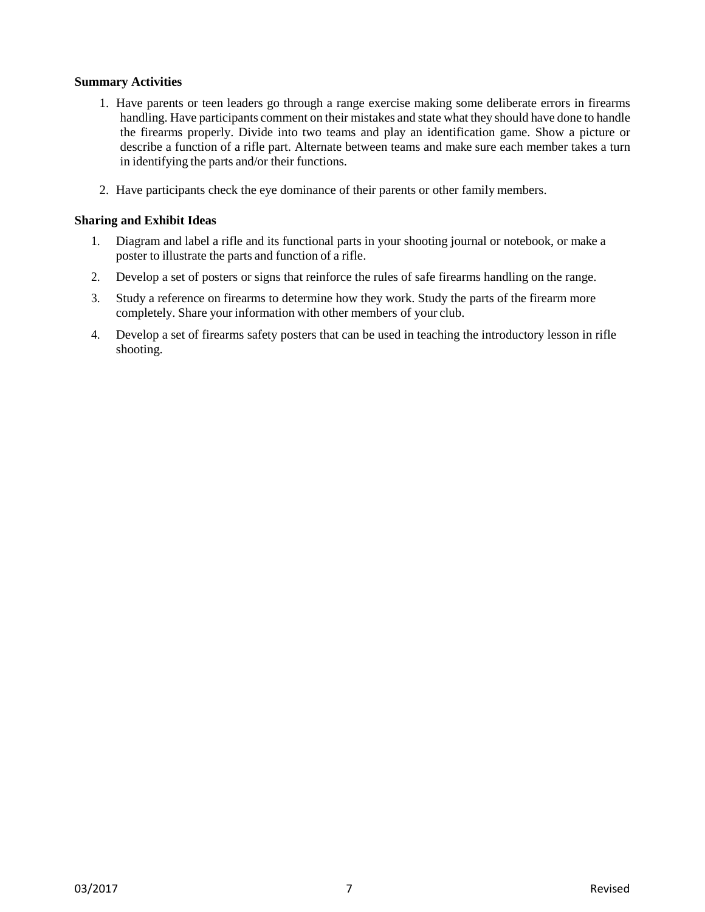**Summary Activities**

1. Have parents or teen leaders go through a range exercise making some deliberate errors in firearms handling. Have participants comment on their mistakes and state what they should have done to handle the firearms properly. Divide into two teams and play an identification game. Show a picture or describe a function of a rifle part. Alternate between teams and make sure each member takes a turn in identifying the parts and/or their functions.

2. Have participants check the eye dominance of their parents or other family members.

**Sharing and Exhibit Ideas**

1. Diagram and label a rifle and its functional parts in your shooting journal or notebook, or make a poster to illustrate the parts and function of a rifle.
2. Develop a set of posters or signs that reinforce the rules of safe firearms handling on the range.
3. Study a reference on firearms to determine how they work. Study the parts of the firearm more completely. Share your information with other members of your club.
4. Develop a set of firearms safety posters that can be used in teaching the introductory lesson in rifle shooting.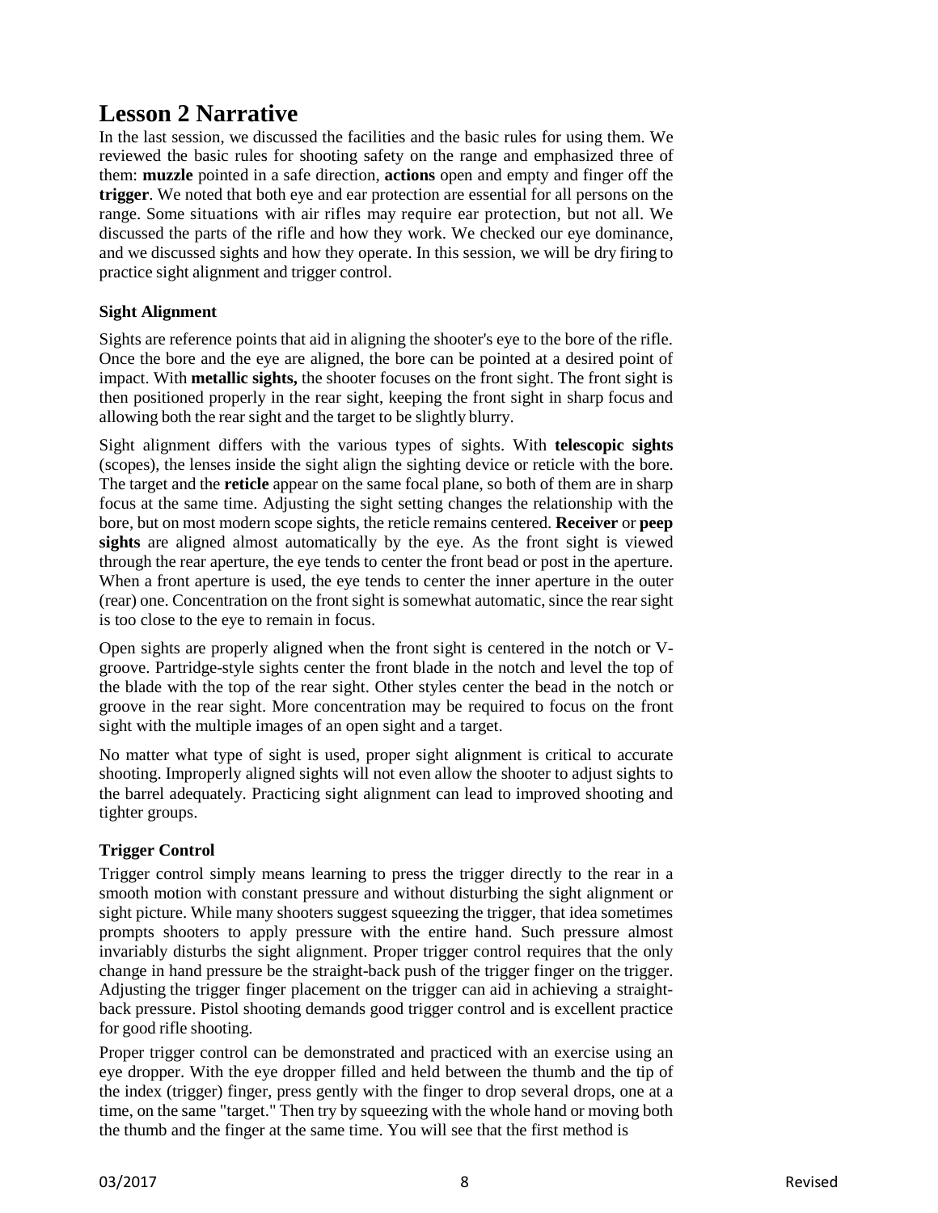# Lesson 2 Narrative

In the last session, we discussed the facilities and the basic rules for using them. We reviewed the basic rules for shooting safety on the range and emphasized three of them: **muzzle** pointed in a safe direction, **actions** open and empty and finger off the **trigger**. We noted that both eye and ear protection are essential for all persons on the range. Some situations with air rifles may require ear protection, but not all. We discussed the parts of the rifle and how they work. We checked our eye dominance, and we discussed sights and how they operate. In this session, we will be dry firing to practice sight alignment and trigger control.

### Sight Alignment

Sights are reference points that aid in aligning the shooter's eye to the bore of the rifle. Once the bore and the eye are aligned, the bore can be pointed at a desired point of impact. With **metallic sights,** the shooter focuses on the front sight. The front sight is then positioned properly in the rear sight, keeping the front sight in sharp focus and allowing both the rear sight and the target to be slightly blurry.

Sight alignment differs with the various types of sights. With **telescopic sights** (scopes), the lenses inside the sight align the sighting device or reticle with the bore. The target and the **reticle** appear on the same focal plane, so both of them are in sharp focus at the same time. Adjusting the sight setting changes the relationship with the bore, but on most modern scope sights, the reticle remains centered. **Receiver** or **peep sights** are aligned almost automatically by the eye. As the front sight is viewed through the rear aperture, the eye tends to center the front bead or post in the aperture. When a front aperture is used, the eye tends to center the inner aperture in the outer (rear) one. Concentration on the front sight is somewhat automatic, since the rear sight is too close to the eye to remain in focus.

Open sights are properly aligned when the front sight is centered in the notch or V-groove. Partridge-style sights center the front blade in the notch and level the top of the blade with the top of the rear sight. Other styles center the bead in the notch or groove in the rear sight. More concentration may be required to focus on the front sight with the multiple images of an open sight and a target.

No matter what type of sight is used, proper sight alignment is critical to accurate shooting. Improperly aligned sights will not even allow the shooter to adjust sights to the barrel adequately. Practicing sight alignment can lead to improved shooting and tighter groups.

### Trigger Control

Trigger control simply means learning to press the trigger directly to the rear in a smooth motion with constant pressure and without disturbing the sight alignment or sight picture. While many shooters suggest squeezing the trigger, that idea sometimes prompts shooters to apply pressure with the entire hand. Such pressure almost invariably disturbs the sight alignment. Proper trigger control requires that the only change in hand pressure be the straight-back push of the trigger finger on the trigger. Adjusting the trigger finger placement on the trigger can aid in achieving a straight-back pressure. Pistol shooting demands good trigger control and is excellent practice for good rifle shooting.

Proper trigger control can be demonstrated and practiced with an exercise using an eye dropper. With the eye dropper filled and held between the thumb and the tip of the index (trigger) finger, press gently with the finger to drop several drops, one at a time, on the same "target." Then try by squeezing with the whole hand or moving both the thumb and the finger at the same time. You will see that the first method is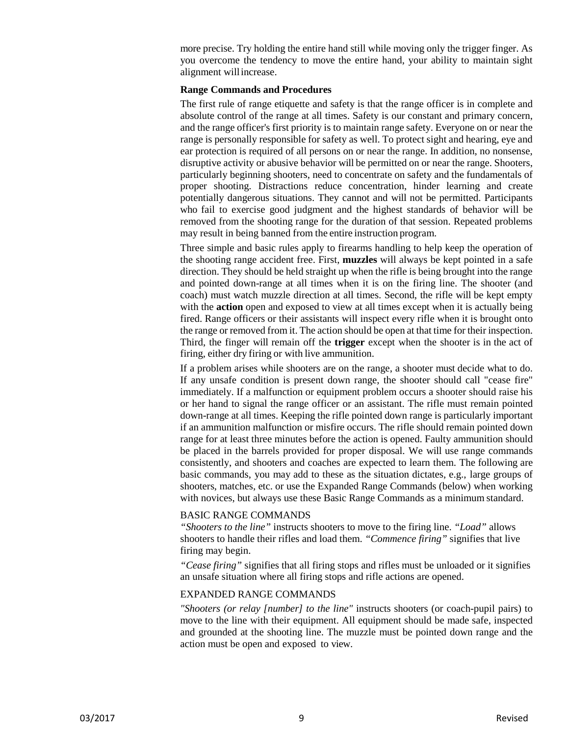more precise. Try holding the entire hand still while moving only the trigger finger. As you overcome the tendency to move the entire hand, your ability to maintain sight alignment will increase.

### Range Commands and Procedures

The first rule of range etiquette and safety is that the range officer is in complete and absolute control of the range at all times. Safety is our constant and primary concern, and the range officer's first priority is to maintain range safety. Everyone on or near the range is personally responsible for safety as well. To protect sight and hearing, eye and ear protection is required of all persons on or near the range. In addition, no nonsense, disruptive activity or abusive behavior will be permitted on or near the range. Shooters, particularly beginning shooters, need to concentrate on safety and the fundamentals of proper shooting. Distractions reduce concentration, hinder learning and create potentially dangerous situations. They cannot and will not be permitted. Participants who fail to exercise good judgment and the highest standards of behavior will be removed from the shooting range for the duration of that session. Repeated problems may result in being banned from the entire instruction program.

Three simple and basic rules apply to firearms handling to help keep the operation of the shooting range accident free. First, **muzzles** will always be kept pointed in a safe direction. They should be held straight up when the rifle is being brought into the range and pointed down-range at all times when it is on the firing line. The shooter (and coach) must watch muzzle direction at all times. Second, the rifle will be kept empty with the **action** open and exposed to view at all times except when it is actually being fired. Range officers or their assistants will inspect every rifle when it is brought onto the range or removed from it. The action should be open at that time for their inspection. Third, the finger will remain off the **trigger** except when the shooter is in the act of firing, either dry firing or with live ammunition.

If a problem arises while shooters are on the range, a shooter must decide what to do. If any unsafe condition is present down range, the shooter should call "cease fire" immediately. If a malfunction or equipment problem occurs a shooter should raise his or her hand to signal the range officer or an assistant. The rifle must remain pointed down-range at all times. Keeping the rifle pointed down range is particularly important if an ammunition malfunction or misfire occurs. The rifle should remain pointed down range for at least three minutes before the action is opened. Faulty ammunition should be placed in the barrels provided for proper disposal. We will use range commands consistently, and shooters and coaches are expected to learn them. The following are basic commands, you may add to these as the situation dictates, e.g., large groups of shooters, matches, etc. or use the Expanded Range Commands (below) when working with novices, but always use these Basic Range Commands as a minimum standard.

#### BASIC RANGE COMMANDS

*"Shooters to the line"* instructs shooters to move to the firing line. *"Load"* allows shooters to handle their rifles and load them. *"Commence firing"* signifies that live firing may begin.

*"Cease firing"* signifies that all firing stops and rifles must be unloaded or it signifies an unsafe situation where all firing stops and rifle actions are opened.

#### EXPANDED RANGE COMMANDS

*"Shooters (or relay [number] to the line"* instructs shooters (or coach-pupil pairs) to move to the line with their equipment. All equipment should be made safe, inspected and grounded at the shooting line. The muzzle must be pointed down range and the action must be open and exposed to view.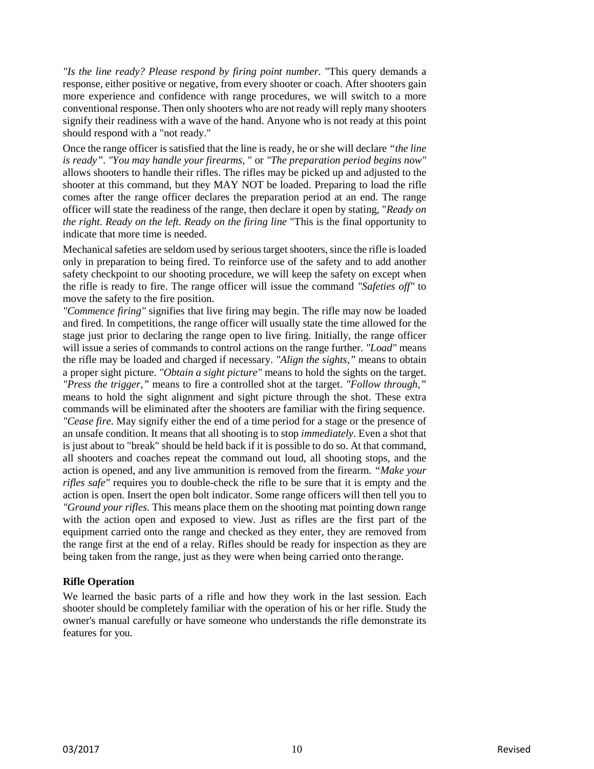*"Is the line ready? Please respond by firing point number.* "This query demands a response, either positive or negative, from every shooter or coach. After shooters gain more experience and confidence with range procedures, we will switch to a more conventional response. Then only shooters who are not ready will reply many shooters signify their readiness with a wave of the hand. Anyone who is not ready at this point should respond with a "not ready."

Once the range officer is satisfied that the line is ready, he or she will declare *"the line is ready"*. *"You may handle your firearms,* " or *"The preparation period begins now"* allows shooters to handle their rifles. The rifles may be picked up and adjusted to the shooter at this command, but they MAY NOT be loaded. Preparing to load the rifle comes after the range officer declares the preparation period at an end. The range officer will state the readiness of the range, then declare it open by stating, "*Ready on the right. Ready on the left. Ready on the firing line* "This is the final opportunity to indicate that more time is needed.

Mechanical safeties are seldom used by serious target shooters, since the rifle is loaded only in preparation to being fired. To reinforce use of the safety and to add another safety checkpoint to our shooting procedure, we will keep the safety on except when the rifle is ready to fire. The range officer will issue the command *"Safeties off"* to move the safety to the fire position.

*"Commence firing"* signifies that live firing may begin. The rifle may now be loaded and fired. In competitions, the range officer will usually state the time allowed for the stage just prior to declaring the range open to live firing. Initially, the range officer will issue a series of commands to control actions on the range further. *"Load"* means the rifle may be loaded and charged if necessary. *"Align the sights,"* means to obtain a proper sight picture. *"Obtain a sight picture"* means to hold the sights on the target. *"Press the trigger,"* means to fire a controlled shot at the target. *"Follow through,"* means to hold the sight alignment and sight picture through the shot. These extra commands will be eliminated after the shooters are familiar with the firing sequence.

*"Cease fire.* May signify either the end of a time period for a stage or the presence of an unsafe condition. It means that all shooting is to stop *immediately*. Even a shot that is just about to "break" should be held back if it is possible to do so. At that command, all shooters and coaches repeat the command out loud, all shooting stops, and the action is opened, and any live ammunition is removed from the firearm. *"Make your rifles safe"* requires you to double-check the rifle to be sure that it is empty and the action is open. Insert the open bolt indicator. Some range officers will then tell you to *"Ground your rifles.* This means place them on the shooting mat pointing down range with the action open and exposed to view. Just as rifles are the first part of the equipment carried onto the range and checked as they enter, they are removed from the range first at the end of a relay. Rifles should be ready for inspection as they are being taken from the range, just as they were when being carried onto the range.

**Rifle Operation**

We learned the basic parts of a rifle and how they work in the last session. Each shooter should be completely familiar with the operation of his or her rifle. Study the owner's manual carefully or have someone who understands the rifle demonstrate its features for you.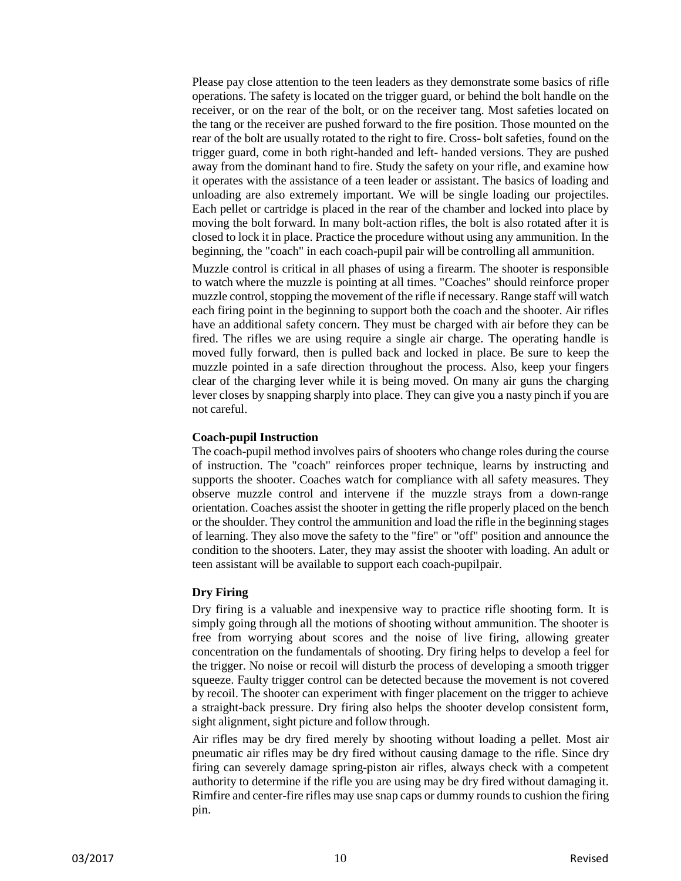Please pay close attention to the teen leaders as they demonstrate some basics of rifle operations. The safety is located on the trigger guard, or behind the bolt handle on the receiver, or on the rear of the bolt, or on the receiver tang. Most safeties located on the tang or the receiver are pushed forward to the fire position. Those mounted on the rear of the bolt are usually rotated to the right to fire. Cross- bolt safeties, found on the trigger guard, come in both right-handed and left- handed versions. They are pushed away from the dominant hand to fire. Study the safety on your rifle, and examine how it operates with the assistance of a teen leader or assistant. The basics of loading and unloading are also extremely important. We will be single loading our projectiles. Each pellet or cartridge is placed in the rear of the chamber and locked into place by moving the bolt forward. In many bolt-action rifles, the bolt is also rotated after it is closed to lock it in place. Practice the procedure without using any ammunition. In the beginning, the "coach" in each coach-pupil pair will be controlling all ammunition.

Muzzle control is critical in all phases of using a firearm. The shooter is responsible to watch where the muzzle is pointing at all times. "Coaches" should reinforce proper muzzle control, stopping the movement of the rifle if necessary. Range staff will watch each firing point in the beginning to support both the coach and the shooter. Air rifles have an additional safety concern. They must be charged with air before they can be fired. The rifles we are using require a single air charge. The operating handle is moved fully forward, then is pulled back and locked in place. Be sure to keep the muzzle pointed in a safe direction throughout the process. Also, keep your fingers clear of the charging lever while it is being moved. On many air guns the charging lever closes by snapping sharply into place. They can give you a nasty pinch if you are not careful.

**Coach-pupil Instruction**

The coach-pupil method involves pairs of shooters who change roles during the course of instruction. The "coach" reinforces proper technique, learns by instructing and supports the shooter. Coaches watch for compliance with all safety measures. They observe muzzle control and intervene if the muzzle strays from a down-range orientation. Coaches assist the shooter in getting the rifle properly placed on the bench or the shoulder. They control the ammunition and load the rifle in the beginning stages of learning. They also move the safety to the "fire" or "off" position and announce the condition to the shooters. Later, they may assist the shooter with loading. An adult or teen assistant will be available to support each coach-pupilpair.

**Dry Firing**

Dry firing is a valuable and inexpensive way to practice rifle shooting form. It is simply going through all the motions of shooting without ammunition. The shooter is free from worrying about scores and the noise of live firing, allowing greater concentration on the fundamentals of shooting. Dry firing helps to develop a feel for the trigger. No noise or recoil will disturb the process of developing a smooth trigger squeeze. Faulty trigger control can be detected because the movement is not covered by recoil. The shooter can experiment with finger placement on the trigger to achieve a straight-back pressure. Dry firing also helps the shooter develop consistent form, sight alignment, sight picture and follow through.

Air rifles may be dry fired merely by shooting without loading a pellet. Most air pneumatic air rifles may be dry fired without causing damage to the rifle. Since dry firing can severely damage spring-piston air rifles, always check with a competent authority to determine if the rifle you are using may be dry fired without damaging it. Rimfire and center-fire rifles may use snap caps or dummy rounds to cushion the firing pin.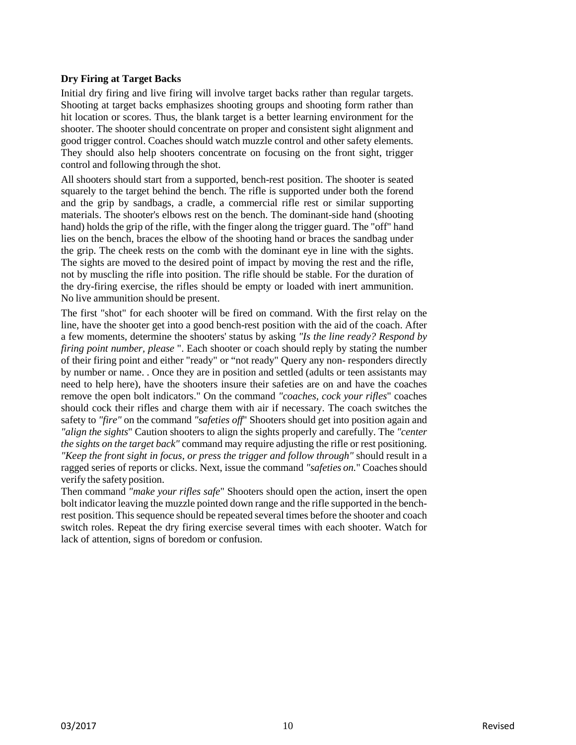**Dry Firing at Target Backs**

Initial dry firing and live firing will involve target backs rather than regular targets. Shooting at target backs emphasizes shooting groups and shooting form rather than hit location or scores. Thus, the blank target is a better learning environment for the shooter. The shooter should concentrate on proper and consistent sight alignment and good trigger control. Coaches should watch muzzle control and other safety elements. They should also help shooters concentrate on focusing on the front sight, trigger control and following through the shot.

All shooters should start from a supported, bench-rest position. The shooter is seated squarely to the target behind the bench. The rifle is supported under both the forend and the grip by sandbags, a cradle, a commercial rifle rest or similar supporting materials. The shooter's elbows rest on the bench. The dominant-side hand (shooting hand) holds the grip of the rifle, with the finger along the trigger guard. The "off" hand lies on the bench, braces the elbow of the shooting hand or braces the sandbag under the grip. The cheek rests on the comb with the dominant eye in line with the sights. The sights are moved to the desired point of impact by moving the rest and the rifle, not by muscling the rifle into position. The rifle should be stable. For the duration of the dry-firing exercise, the rifles should be empty or loaded with inert ammunition. No live ammunition should be present.

The first "shot" for each shooter will be fired on command. With the first relay on the line, have the shooter get into a good bench-rest position with the aid of the coach. After a few moments, determine the shooters' status by asking *"Is the line ready? Respond by firing point number, please* ". Each shooter or coach should reply by stating the number of their firing point and either "ready" or "not ready" Query any non- responders directly by number or name. . Once they are in position and settled (adults or teen assistants may need to help here), have the shooters insure their safeties are on and have the coaches remove the open bolt indicators." On the command *"coaches, cock your rifles*" coaches should cock their rifles and charge them with air if necessary. The coach switches the safety to *"fire"* on the command *"safeties off*" Shooters should get into position again and *"align the sights*" Caution shooters to align the sights properly and carefully. The *"center the sights on the target back"* command may require adjusting the rifle or rest positioning. *"Keep the front sight in focus, or press the trigger and follow through"* should result in a ragged series of reports or clicks. Next, issue the command *"safeties on.*" Coaches should verify the safety position.

Then command *"make your rifles safe*" Shooters should open the action, insert the open bolt indicator leaving the muzzle pointed down range and the rifle supported in the bench-rest position. This sequence should be repeated several times before the shooter and coach switch roles. Repeat the dry firing exercise several times with each shooter. Watch for lack of attention, signs of boredom or confusion.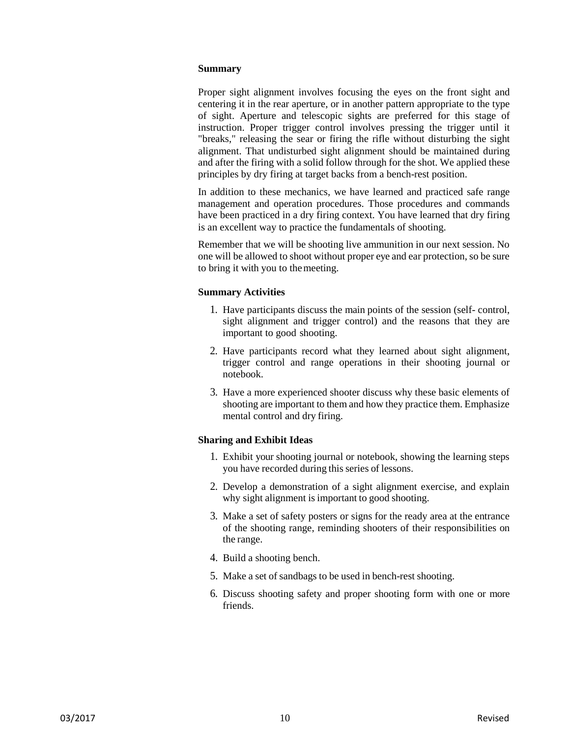**Summary**

Proper sight alignment involves focusing the eyes on the front sight and centering it in the rear aperture, or in another pattern appropriate to the type of sight. Aperture and telescopic sights are preferred for this stage of instruction. Proper trigger control involves pressing the trigger until it "breaks," releasing the sear or firing the rifle without disturbing the sight alignment. That undisturbed sight alignment should be maintained during and after the firing with a solid follow through for the shot. We applied these principles by dry firing at target backs from a bench-rest position.

In addition to these mechanics, we have learned and practiced safe range management and operation procedures. Those procedures and commands have been practiced in a dry firing context. You have learned that dry firing is an excellent way to practice the fundamentals of shooting.

Remember that we will be shooting live ammunition in our next session. No one will be allowed to shoot without proper eye and ear protection, so be sure to bring it with you to the meeting.

**Summary Activities**

1. Have participants discuss the main points of the session (self- control, sight alignment and trigger control) and the reasons that they are important to good shooting.
2. Have participants record what they learned about sight alignment, trigger control and range operations in their shooting journal or notebook.
3. Have a more experienced shooter discuss why these basic elements of shooting are important to them and how they practice them. Emphasize mental control and dry firing.

**Sharing and Exhibit Ideas**

1. Exhibit your shooting journal or notebook, showing the learning steps you have recorded during this series of lessons.
2. Develop a demonstration of a sight alignment exercise, and explain why sight alignment is important to good shooting.
3. Make a set of safety posters or signs for the ready area at the entrance of the shooting range, reminding shooters of their responsibilities on the range.
4. Build a shooting bench.
5. Make a set of sandbags to be used in bench-rest shooting.
6. Discuss shooting safety and proper shooting form with one or more friends.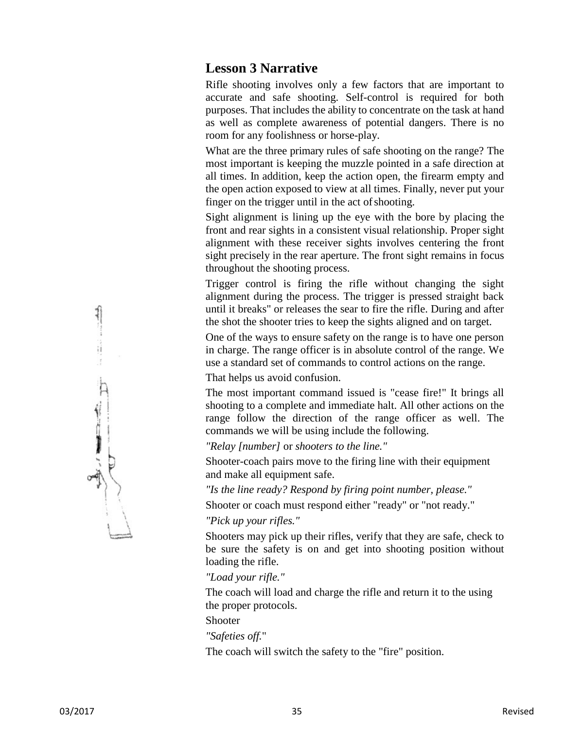## Lesson 3 Narrative

Rifle shooting involves only a few factors that are important to accurate and safe shooting. Self-control is required for both purposes. That includes the ability to concentrate on the task at hand as well as complete awareness of potential dangers. There is no room for any foolishness or horse-play.

What are the three primary rules of safe shooting on the range? The most important is keeping the muzzle pointed in a safe direction at all times. In addition, keep the action open, the firearm empty and the open action exposed to view at all times. Finally, never put your finger on the trigger until in the act of shooting.

Sight alignment is lining up the eye with the bore by placing the front and rear sights in a consistent visual relationship. Proper sight alignment with these receiver sights involves centering the front sight precisely in the rear aperture. The front sight remains in focus throughout the shooting process.

Trigger control is firing the rifle without changing the sight alignment during the process. The trigger is pressed straight back until it breaks" or releases the sear to fire the rifle. During and after the shot the shooter tries to keep the sights aligned and on target.

One of the ways to ensure safety on the range is to have one person in charge. The range officer is in absolute control of the range. We use a standard set of commands to control actions on the range.

That helps us avoid confusion.

The most important command issued is "cease fire!" It brings all shooting to a complete and immediate halt. All other actions on the range follow the direction of the range officer as well. The commands we will be using include the following.

*"Relay [number]* or *shooters to the line."*

Shooter-coach pairs move to the firing line with their equipment and make all equipment safe.

*"Is the line ready? Respond by firing point number, please."*

Shooter or coach must respond either "ready" or "not ready."

*"Pick up your rifles."*

Shooters may pick up their rifles, verify that they are safe, check to be sure the safety is on and get into shooting position without loading the rifle.

*"Load your rifle."*

The coach will load and charge the rifle and return it to the using the proper protocols.

Shooter

*"Safeties off.*"

The coach will switch the safety to the "fire" position.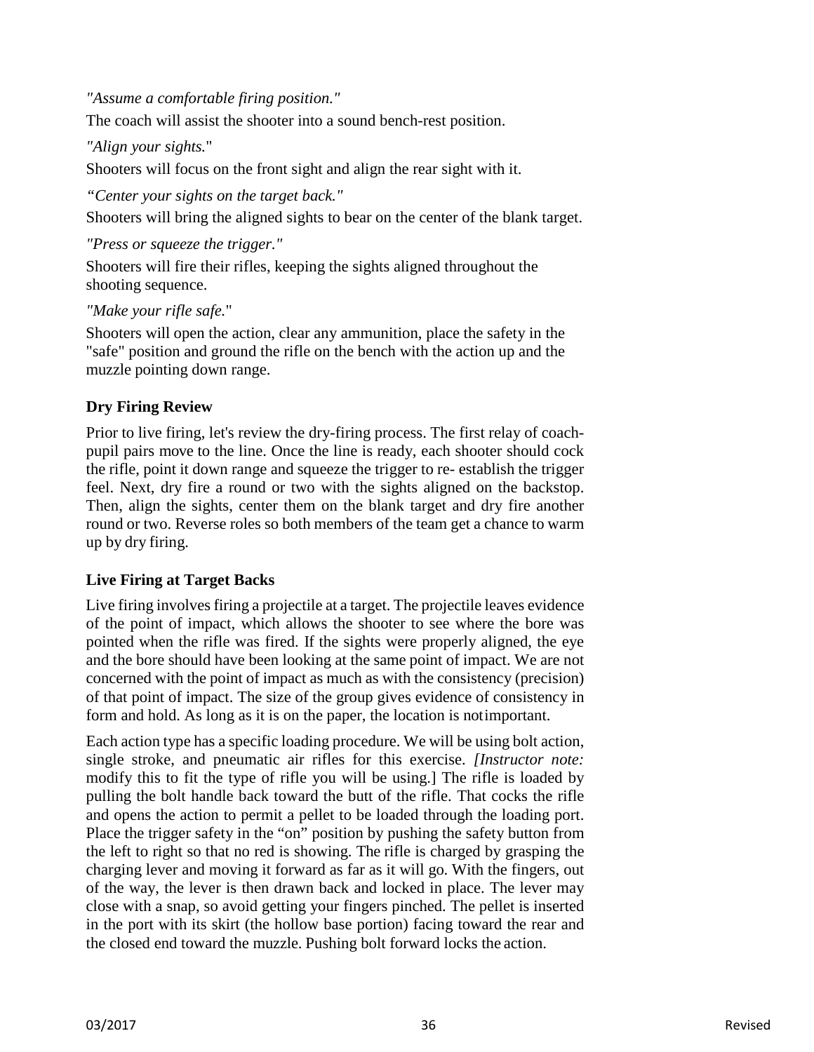*"Assume a comfortable firing position."*

The coach will assist the shooter into a sound bench-rest position.

*"Align your sights.*"

Shooters will focus on the front sight and align the rear sight with it.

*"Center your sights on the target back."*

Shooters will bring the aligned sights to bear on the center of the blank target.

*"Press or squeeze the trigger."*

Shooters will fire their rifles, keeping the sights aligned throughout the shooting sequence.

*"Make your rifle safe.*"

Shooters will open the action, clear any ammunition, place the safety in the "safe" position and ground the rifle on the bench with the action up and the muzzle pointing down range.

### Dry Firing Review

Prior to live firing, let's review the dry-firing process. The first relay of coach-pupil pairs move to the line. Once the line is ready, each shooter should cock the rifle, point it down range and squeeze the trigger to re- establish the trigger feel. Next, dry fire a round or two with the sights aligned on the backstop. Then, align the sights, center them on the blank target and dry fire another round or two. Reverse roles so both members of the team get a chance to warm up by dry firing.

### Live Firing at Target Backs

Live firing involves firing a projectile at a target. The projectile leaves evidence of the point of impact, which allows the shooter to see where the bore was pointed when the rifle was fired. If the sights were properly aligned, the eye and the bore should have been looking at the same point of impact. We are not concerned with the point of impact as much as with the consistency (precision) of that point of impact. The size of the group gives evidence of consistency in form and hold. As long as it is on the paper, the location is notimportant.

Each action type has a specific loading procedure. We will be using bolt action, single stroke, and pneumatic air rifles for this exercise. *[Instructor note:* modify this to fit the type of rifle you will be using.] The rifle is loaded by pulling the bolt handle back toward the butt of the rifle. That cocks the rifle and opens the action to permit a pellet to be loaded through the loading port. Place the trigger safety in the "on" position by pushing the safety button from the left to right so that no red is showing. The rifle is charged by grasping the charging lever and moving it forward as far as it will go. With the fingers, out of the way, the lever is then drawn back and locked in place. The lever may close with a snap, so avoid getting your fingers pinched. The pellet is inserted in the port with its skirt (the hollow base portion) facing toward the rear and the closed end toward the muzzle. Pushing bolt forward locks the action.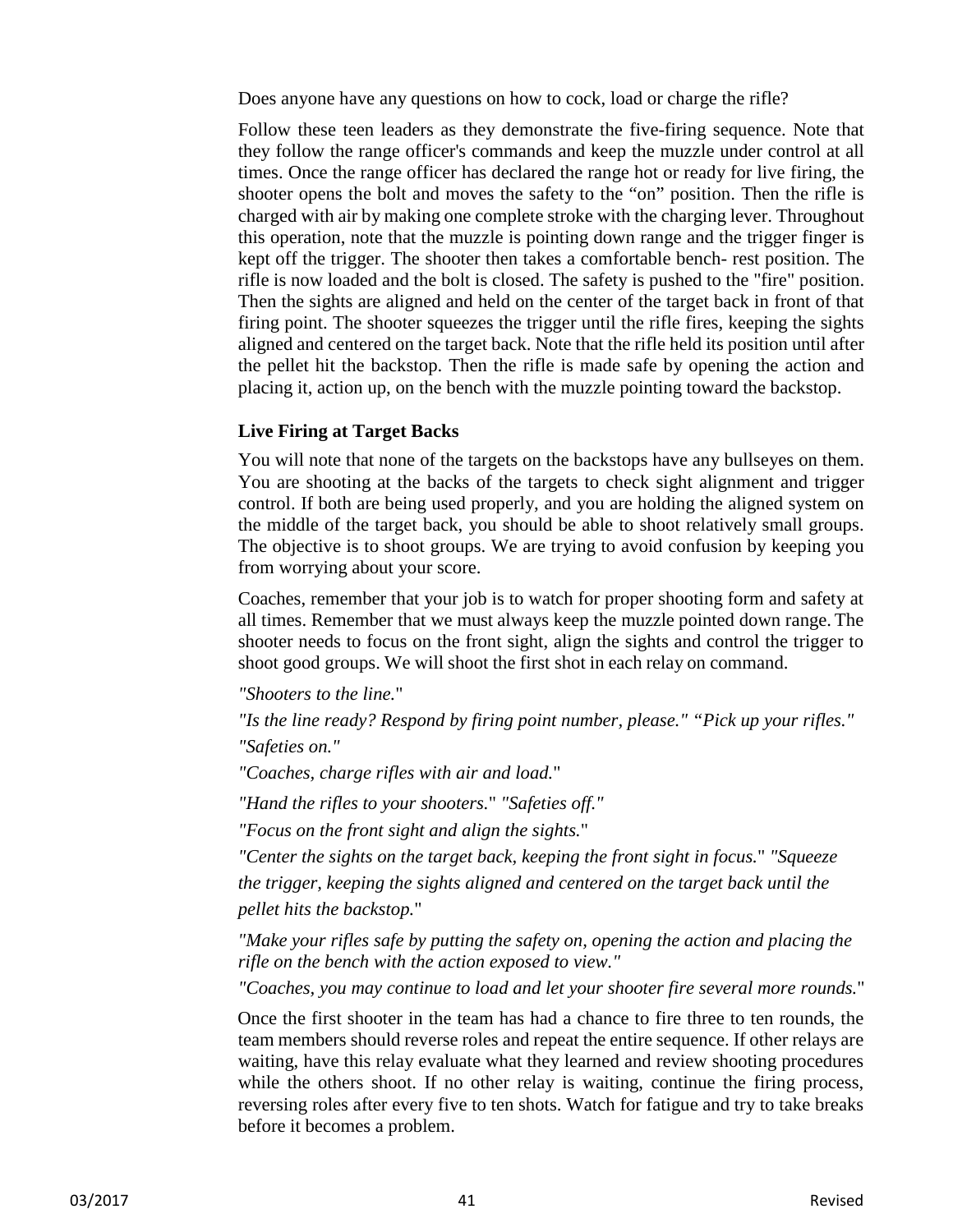Does anyone have any questions on how to cock, load or charge the rifle?

Follow these teen leaders as they demonstrate the five-firing sequence. Note that they follow the range officer's commands and keep the muzzle under control at all times. Once the range officer has declared the range hot or ready for live firing, the shooter opens the bolt and moves the safety to the "on" position. Then the rifle is charged with air by making one complete stroke with the charging lever. Throughout this operation, note that the muzzle is pointing down range and the trigger finger is kept off the trigger. The shooter then takes a comfortable bench- rest position. The rifle is now loaded and the bolt is closed. The safety is pushed to the "fire" position. Then the sights are aligned and held on the center of the target back in front of that firing point. The shooter squeezes the trigger until the rifle fires, keeping the sights aligned and centered on the target back. Note that the rifle held its position until after the pellet hit the backstop. Then the rifle is made safe by opening the action and placing it, action up, on the bench with the muzzle pointing toward the backstop.

### Live Firing at Target Backs

You will note that none of the targets on the backstops have any bullseyes on them. You are shooting at the backs of the targets to check sight alignment and trigger control. If both are being used properly, and you are holding the aligned system on the middle of the target back, you should be able to shoot relatively small groups. The objective is to shoot groups. We are trying to avoid confusion by keeping you from worrying about your score.

Coaches, remember that your job is to watch for proper shooting form and safety at all times. Remember that we must always keep the muzzle pointed down range. The shooter needs to focus on the front sight, align the sights and control the trigger to shoot good groups. We will shoot the first shot in each relay on command.

*"Shooters to the line."*

*"Is the line ready? Respond by firing point number, please." "Pick up your rifles."*

*"Safeties on."*

*"Coaches, charge rifles with air and load."*

*"Hand the rifles to your shooters." "Safeties off."*

*"Focus on the front sight and align the sights."*

*"Center the sights on the target back, keeping the front sight in focus." "Squeeze the trigger, keeping the sights aligned and centered on the target back until the pellet hits the backstop."*

*"Make your rifles safe by putting the safety on, opening the action and placing the rifle on the bench with the action exposed to view."*

*"Coaches, you may continue to load and let your shooter fire several more rounds."*

Once the first shooter in the team has had a chance to fire three to ten rounds, the team members should reverse roles and repeat the entire sequence. If other relays are waiting, have this relay evaluate what they learned and review shooting procedures while the others shoot. If no other relay is waiting, continue the firing process, reversing roles after every five to ten shots. Watch for fatigue and try to take breaks before it becomes a problem.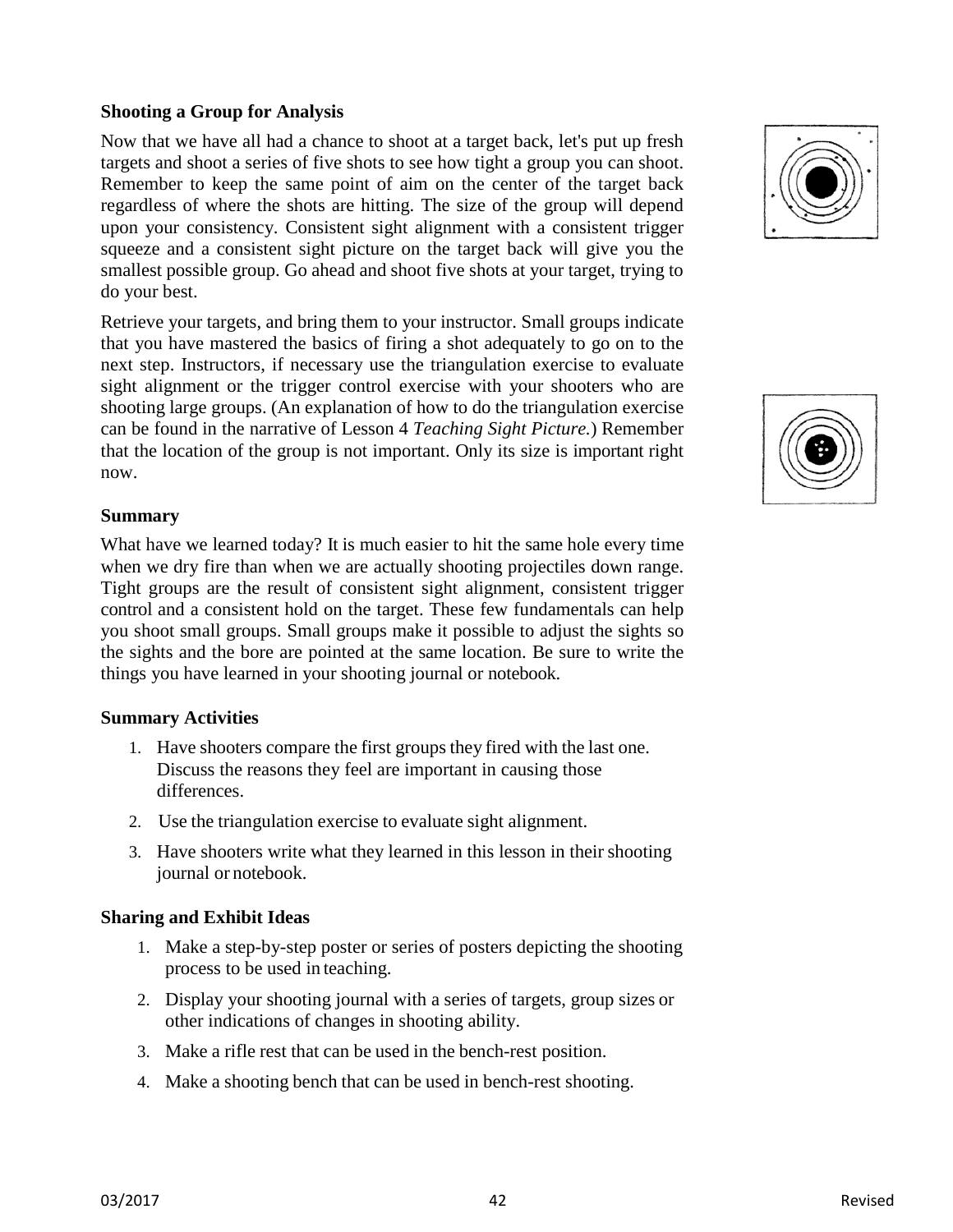### Shooting a Group for Analysis

Now that we have all had a chance to shoot at a target back, let's put up fresh targets and shoot a series of five shots to see how tight a group you can shoot. Remember to keep the same point of aim on the center of the target back regardless of where the shots are hitting. The size of the group will depend upon your consistency. Consistent sight alignment with a consistent trigger squeeze and a consistent sight picture on the target back will give you the smallest possible group. Go ahead and shoot five shots at your target, trying to do your best.

Retrieve your targets, and bring them to your instructor. Small groups indicate that you have mastered the basics of firing a shot adequately to go on to the next step. Instructors, if necessary use the triangulation exercise to evaluate sight alignment or the trigger control exercise with your shooters who are shooting large groups. (An explanation of how to do the triangulation exercise can be found in the narrative of Lesson 4 *Teaching Sight Picture.*) Remember that the location of the group is not important. Only its size is important right now.

### Summary

What have we learned today? It is much easier to hit the same hole every time when we dry fire than when we are actually shooting projectiles down range. Tight groups are the result of consistent sight alignment, consistent trigger control and a consistent hold on the target. These few fundamentals can help you shoot small groups. Small groups make it possible to adjust the sights so the sights and the bore are pointed at the same location. Be sure to write the things you have learned in your shooting journal or notebook.

### Summary Activities

1. Have shooters compare the first groups they fired with the last one. Discuss the reasons they feel are important in causing those differences.
2. Use the triangulation exercise to evaluate sight alignment.
3. Have shooters write what they learned in this lesson in their shooting journal or notebook.

### Sharing and Exhibit Ideas

1. Make a step-by-step poster or series of posters depicting the shooting process to be used in teaching.
2. Display your shooting journal with a series of targets, group sizes or other indications of changes in shooting ability.
3. Make a rifle rest that can be used in the bench-rest position.
4. Make a shooting bench that can be used in bench-rest shooting.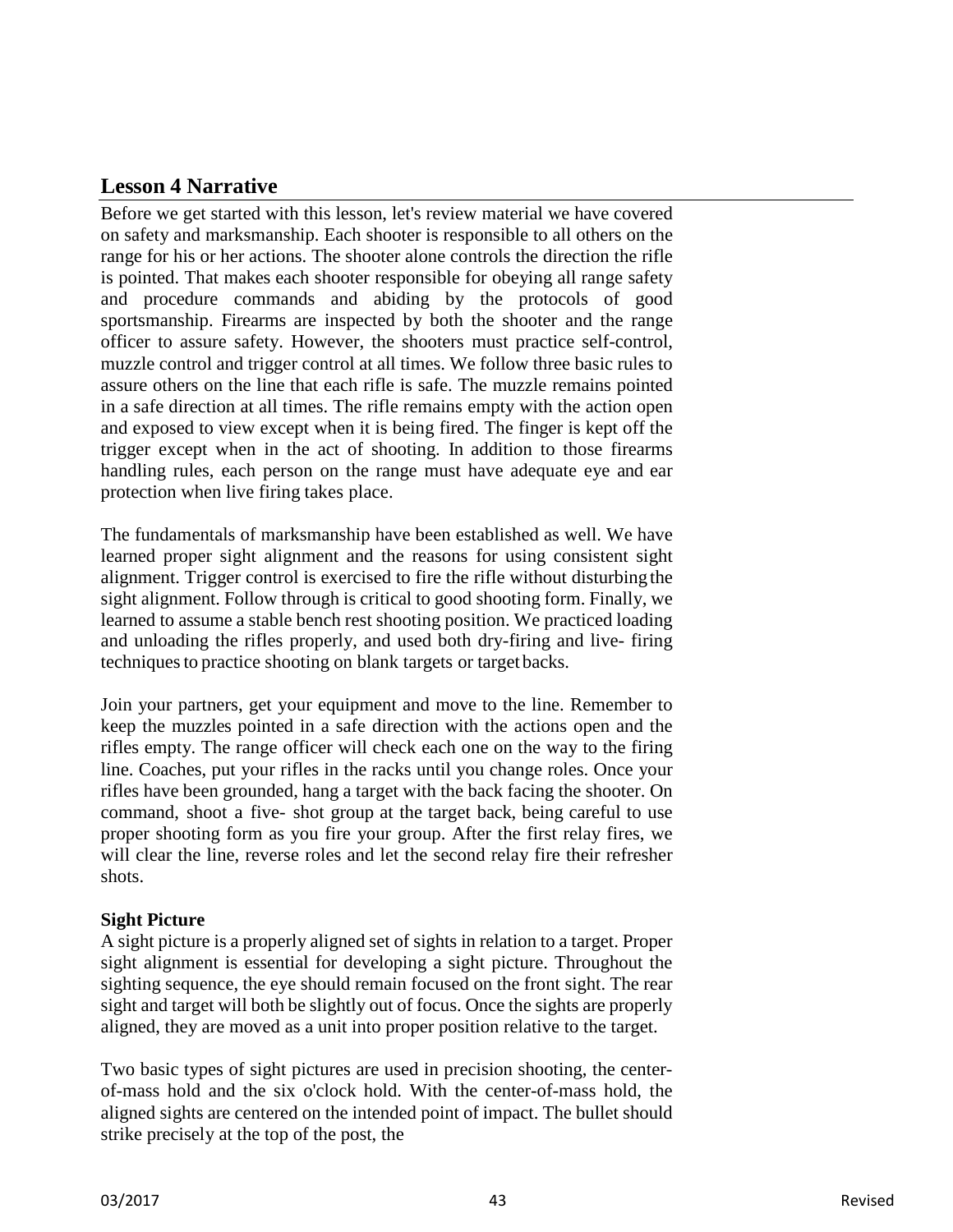## Lesson 4 Narrative

Before we get started with this lesson, let's review material we have covered on safety and marksmanship. Each shooter is responsible to all others on the range for his or her actions. The shooter alone controls the direction the rifle is pointed. That makes each shooter responsible for obeying all range safety and procedure commands and abiding by the protocols of good sportsmanship. Firearms are inspected by both the shooter and the range officer to assure safety. However, the shooters must practice self-control, muzzle control and trigger control at all times. We follow three basic rules to assure others on the line that each rifle is safe. The muzzle remains pointed in a safe direction at all times. The rifle remains empty with the action open and exposed to view except when it is being fired. The finger is kept off the trigger except when in the act of shooting. In addition to those firearms handling rules, each person on the range must have adequate eye and ear protection when live firing takes place.

The fundamentals of marksmanship have been established as well. We have learned proper sight alignment and the reasons for using consistent sight alignment. Trigger control is exercised to fire the rifle without disturbing the sight alignment. Follow through is critical to good shooting form. Finally, we learned to assume a stable bench rest shooting position. We practiced loading and unloading the rifles properly, and used both dry-firing and live- firing techniques to practice shooting on blank targets or target backs.

Join your partners, get your equipment and move to the line. Remember to keep the muzzles pointed in a safe direction with the actions open and the rifles empty. The range officer will check each one on the way to the firing line. Coaches, put your rifles in the racks until you change roles. Once your rifles have been grounded, hang a target with the back facing the shooter. On command, shoot a five- shot group at the target back, being careful to use proper shooting form as you fire your group. After the first relay fires, we will clear the line, reverse roles and let the second relay fire their refresher shots.

**Sight Picture**

A sight picture is a properly aligned set of sights in relation to a target. Proper sight alignment is essential for developing a sight picture. Throughout the sighting sequence, the eye should remain focused on the front sight. The rear sight and target will both be slightly out of focus. Once the sights are properly aligned, they are moved as a unit into proper position relative to the target.

Two basic types of sight pictures are used in precision shooting, the center-of-mass hold and the six o'clock hold. With the center-of-mass hold, the aligned sights are centered on the intended point of impact. The bullet should strike precisely at the top of the post, the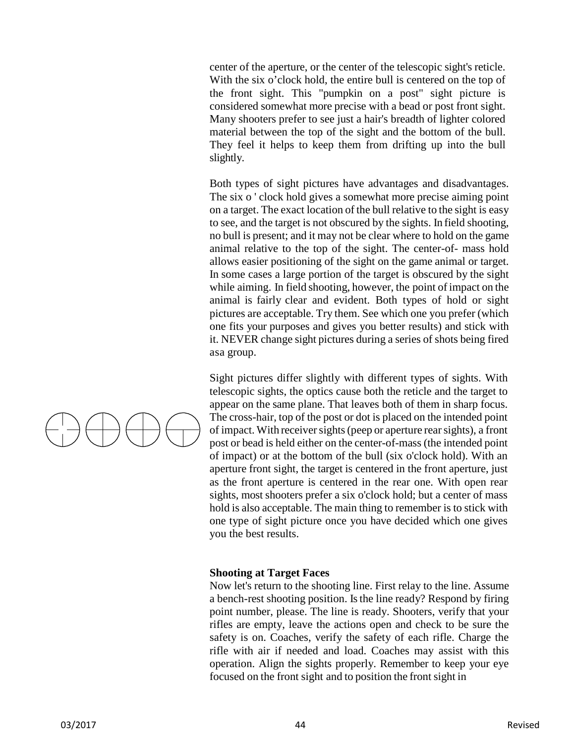center of the aperture, or the center of the telescopic sight's reticle. With the six o'clock hold, the entire bull is centered on the top of the front sight. This "pumpkin on a post" sight picture is considered somewhat more precise with a bead or post front sight. Many shooters prefer to see just a hair's breadth of lighter colored material between the top of the sight and the bottom of the bull. They feel it helps to keep them from drifting up into the bull slightly.

Both types of sight pictures have advantages and disadvantages. The six o ' clock hold gives a somewhat more precise aiming point on a target. The exact location of the bull relative to the sight is easy to see, and the target is not obscured by the sights. In field shooting, no bull is present; and it may not be clear where to hold on the game animal relative to the top of the sight. The center-of- mass hold allows easier positioning of the sight on the game animal or target. In some cases a large portion of the target is obscured by the sight while aiming. In field shooting, however, the point of impact on the animal is fairly clear and evident. Both types of hold or sight pictures are acceptable. Try them. See which one you prefer (which one fits your purposes and gives you better results) and stick with it. NEVER change sight pictures during a series of shots being fired asa group.

Sight pictures differ slightly with different types of sights. With telescopic sights, the optics cause both the reticle and the target to appear on the same plane. That leaves both of them in sharp focus. The cross-hair, top of the post or dot is placed on the intended point of impact. With receiver sights (peep or aperture rear sights), a front post or bead is held either on the center-of-mass (the intended point of impact) or at the bottom of the bull (six o'clock hold). With an aperture front sight, the target is centered in the front aperture, just as the front aperture is centered in the rear one. With open rear sights, most shooters prefer a six o'clock hold; but a center of mass hold is also acceptable. The main thing to remember is to stick with one type of sight picture once you have decided which one gives you the best results.

**Shooting at Target Faces**

Now let's return to the shooting line. First relay to the line. Assume a bench-rest shooting position. Is the line ready? Respond by firing point number, please. The line is ready. Shooters, verify that your rifles are empty, leave the actions open and check to be sure the safety is on. Coaches, verify the safety of each rifle. Charge the rifle with air if needed and load. Coaches may assist with this operation. Align the sights properly. Remember to keep your eye focused on the front sight and to position the front sight in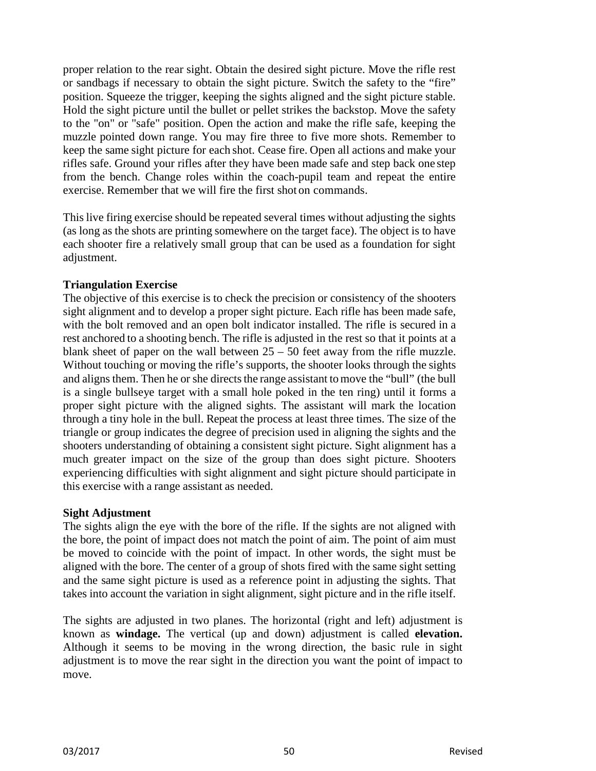proper relation to the rear sight. Obtain the desired sight picture. Move the rifle rest or sandbags if necessary to obtain the sight picture. Switch the safety to the "fire" position. Squeeze the trigger, keeping the sights aligned and the sight picture stable. Hold the sight picture until the bullet or pellet strikes the backstop. Move the safety to the "on" or "safe" position. Open the action and make the rifle safe, keeping the muzzle pointed down range. You may fire three to five more shots. Remember to keep the same sight picture for each shot. Cease fire. Open all actions and make your rifles safe. Ground your rifles after they have been made safe and step back one step from the bench. Change roles within the coach-pupil team and repeat the entire exercise. Remember that we will fire the first shot on commands.

This live firing exercise should be repeated several times without adjusting the sights (as long as the shots are printing somewhere on the target face). The object is to have each shooter fire a relatively small group that can be used as a foundation for sight adjustment.

**Triangulation Exercise**

The objective of this exercise is to check the precision or consistency of the shooters sight alignment and to develop a proper sight picture. Each rifle has been made safe, with the bolt removed and an open bolt indicator installed. The rifle is secured in a rest anchored to a shooting bench. The rifle is adjusted in the rest so that it points at a blank sheet of paper on the wall between 25 – 50 feet away from the rifle muzzle. Without touching or moving the rifle's supports, the shooter looks through the sights and aligns them. Then he or she directs the range assistant to move the "bull" (the bull is a single bullseye target with a small hole poked in the ten ring) until it forms a proper sight picture with the aligned sights. The assistant will mark the location through a tiny hole in the bull. Repeat the process at least three times. The size of the triangle or group indicates the degree of precision used in aligning the sights and the shooters understanding of obtaining a consistent sight picture. Sight alignment has a much greater impact on the size of the group than does sight picture. Shooters experiencing difficulties with sight alignment and sight picture should participate in this exercise with a range assistant as needed.

**Sight Adjustment**

The sights align the eye with the bore of the rifle. If the sights are not aligned with the bore, the point of impact does not match the point of aim. The point of aim must be moved to coincide with the point of impact. In other words, the sight must be aligned with the bore. The center of a group of shots fired with the same sight setting and the same sight picture is used as a reference point in adjusting the sights. That takes into account the variation in sight alignment, sight picture and in the rifle itself.

The sights are adjusted in two planes. The horizontal (right and left) adjustment is known as **windage.** The vertical (up and down) adjustment is called **elevation.** Although it seems to be moving in the wrong direction, the basic rule in sight adjustment is to move the rear sight in the direction you want the point of impact to move.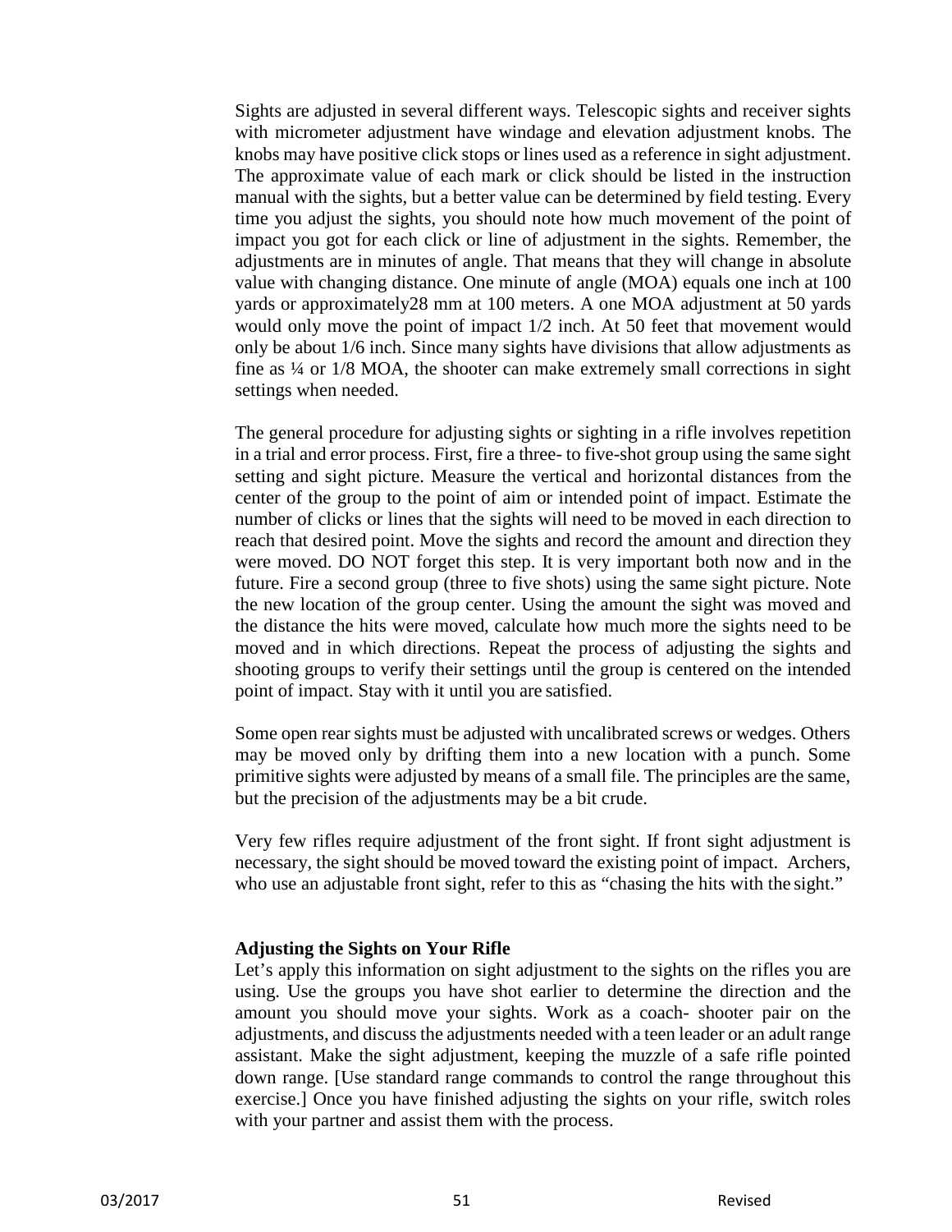Sights are adjusted in several different ways. Telescopic sights and receiver sights with micrometer adjustment have windage and elevation adjustment knobs. The knobs may have positive click stops or lines used as a reference in sight adjustment. The approximate value of each mark or click should be listed in the instruction manual with the sights, but a better value can be determined by field testing. Every time you adjust the sights, you should note how much movement of the point of impact you got for each click or line of adjustment in the sights. Remember, the adjustments are in minutes of angle. That means that they will change in absolute value with changing distance. One minute of angle (MOA) equals one inch at 100 yards or approximately28 mm at 100 meters. A one MOA adjustment at 50 yards would only move the point of impact 1/2 inch. At 50 feet that movement would only be about 1/6 inch. Since many sights have divisions that allow adjustments as fine as ¼ or 1/8 MOA, the shooter can make extremely small corrections in sight settings when needed.

The general procedure for adjusting sights or sighting in a rifle involves repetition in a trial and error process. First, fire a three- to five-shot group using the same sight setting and sight picture. Measure the vertical and horizontal distances from the center of the group to the point of aim or intended point of impact. Estimate the number of clicks or lines that the sights will need to be moved in each direction to reach that desired point. Move the sights and record the amount and direction they were moved. DO NOT forget this step. It is very important both now and in the future. Fire a second group (three to five shots) using the same sight picture. Note the new location of the group center. Using the amount the sight was moved and the distance the hits were moved, calculate how much more the sights need to be moved and in which directions. Repeat the process of adjusting the sights and shooting groups to verify their settings until the group is centered on the intended point of impact. Stay with it until you are satisfied.

Some open rear sights must be adjusted with uncalibrated screws or wedges. Others may be moved only by drifting them into a new location with a punch. Some primitive sights were adjusted by means of a small file. The principles are the same, but the precision of the adjustments may be a bit crude.

Very few rifles require adjustment of the front sight. If front sight adjustment is necessary, the sight should be moved toward the existing point of impact. Archers, who use an adjustable front sight, refer to this as "chasing the hits with the sight."

**Adjusting the Sights on Your Rifle**

Let's apply this information on sight adjustment to the sights on the rifles you are using. Use the groups you have shot earlier to determine the direction and the amount you should move your sights. Work as a coach- shooter pair on the adjustments, and discuss the adjustments needed with a teen leader or an adult range assistant. Make the sight adjustment, keeping the muzzle of a safe rifle pointed down range. [Use standard range commands to control the range throughout this exercise.] Once you have finished adjusting the sights on your rifle, switch roles with your partner and assist them with the process.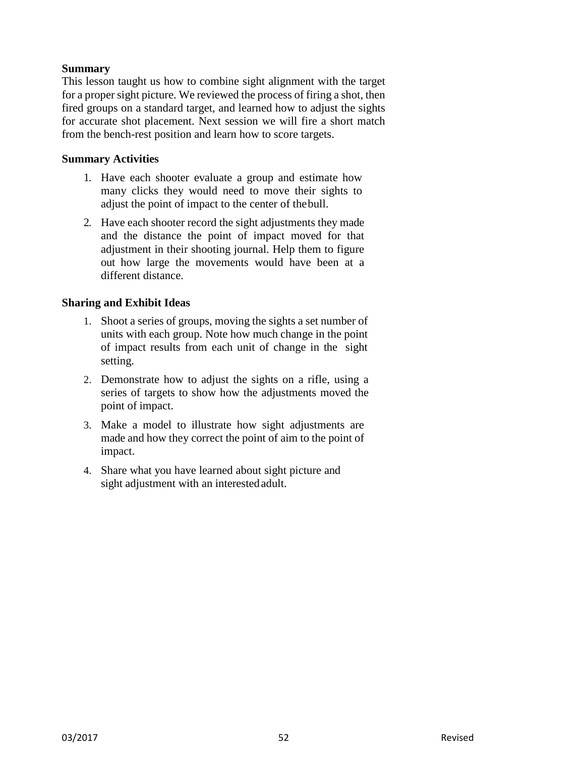**Summary**

This lesson taught us how to combine sight alignment with the target for a proper sight picture. We reviewed the process of firing a shot, then fired groups on a standard target, and learned how to adjust the sights for accurate shot placement. Next session we will fire a short match from the bench-rest position and learn how to score targets.

**Summary Activities**

1. Have each shooter evaluate a group and estimate how many clicks they would need to move their sights to adjust the point of impact to the center of the bull.
2. Have each shooter record the sight adjustments they made and the distance the point of impact moved for that adjustment in their shooting journal. Help them to figure out how large the movements would have been at a different distance.

**Sharing and Exhibit Ideas**

1. Shoot a series of groups, moving the sights a set number of units with each group. Note how much change in the point of impact results from each unit of change in the sight setting.
2. Demonstrate how to adjust the sights on a rifle, using a series of targets to show how the adjustments moved the point of impact.
3. Make a model to illustrate how sight adjustments are made and how they correct the point of aim to the point of impact.
4. Share what you have learned about sight picture and sight adjustment with an interested adult.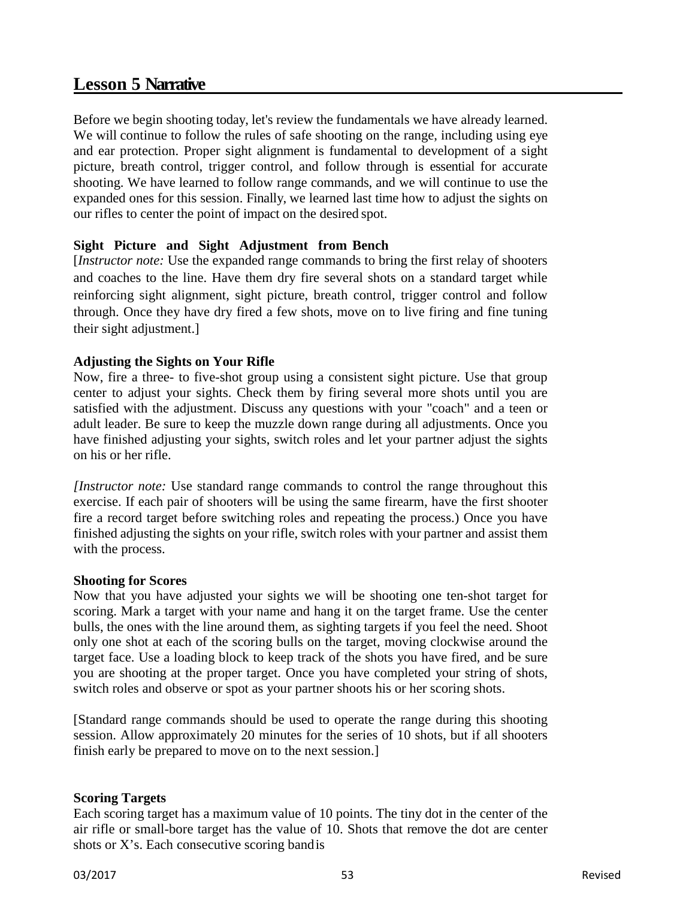## Lesson 5 Narrative

Before we begin shooting today, let's review the fundamentals we have already learned. We will continue to follow the rules of safe shooting on the range, including using eye and ear protection. Proper sight alignment is fundamental to development of a sight picture, breath control, trigger control, and follow through is essential for accurate shooting. We have learned to follow range commands, and we will continue to use the expanded ones for this session. Finally, we learned last time how to adjust the sights on our rifles to center the point of impact on the desired spot.

**Sight Picture and Sight Adjustment from Bench**

[*Instructor note:* Use the expanded range commands to bring the first relay of shooters and coaches to the line. Have them dry fire several shots on a standard target while reinforcing sight alignment, sight picture, breath control, trigger control and follow through. Once they have dry fired a few shots, move on to live firing and fine tuning their sight adjustment.]

**Adjusting the Sights on Your Rifle**

Now, fire a three- to five-shot group using a consistent sight picture. Use that group center to adjust your sights. Check them by firing several more shots until you are satisfied with the adjustment. Discuss any questions with your "coach" and a teen or adult leader. Be sure to keep the muzzle down range during all adjustments. Once you have finished adjusting your sights, switch roles and let your partner adjust the sights on his or her rifle.

*[Instructor note:* Use standard range commands to control the range throughout this exercise. If each pair of shooters will be using the same firearm, have the first shooter fire a record target before switching roles and repeating the process.) Once you have finished adjusting the sights on your rifle, switch roles with your partner and assist them with the process.

**Shooting for Scores**

Now that you have adjusted your sights we will be shooting one ten-shot target for scoring. Mark a target with your name and hang it on the target frame. Use the center bulls, the ones with the line around them, as sighting targets if you feel the need. Shoot only one shot at each of the scoring bulls on the target, moving clockwise around the target face. Use a loading block to keep track of the shots you have fired, and be sure you are shooting at the proper target. Once you have completed your string of shots, switch roles and observe or spot as your partner shoots his or her scoring shots.

[Standard range commands should be used to operate the range during this shooting session. Allow approximately 20 minutes for the series of 10 shots, but if all shooters finish early be prepared to move on to the next session.]

**Scoring Targets**

Each scoring target has a maximum value of 10 points. The tiny dot in the center of the air rifle or small-bore target has the value of 10. Shots that remove the dot are center shots or X's. Each consecutive scoring band is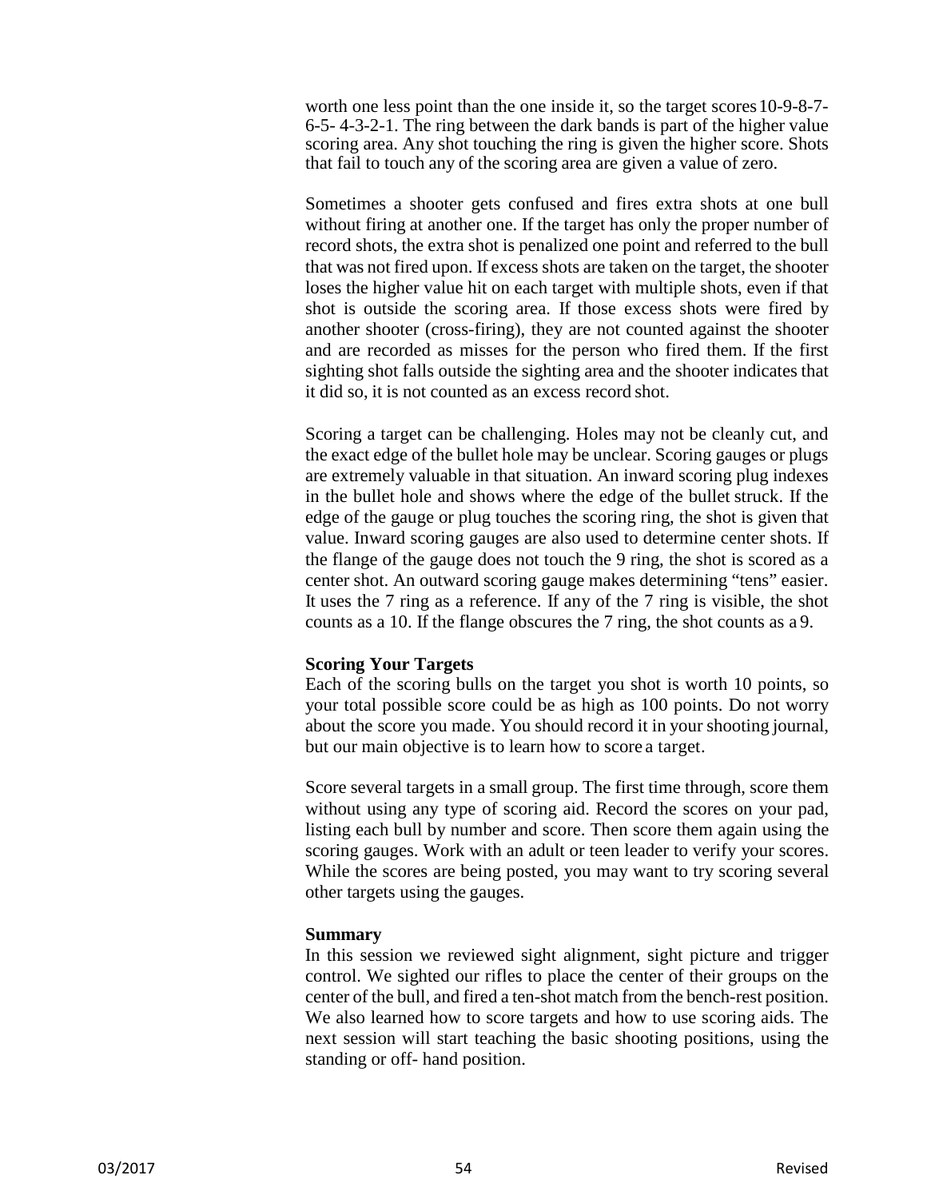worth one less point than the one inside it, so the target scores 10-9-8-7-6-5- 4-3-2-1. The ring between the dark bands is part of the higher value scoring area. Any shot touching the ring is given the higher score. Shots that fail to touch any of the scoring area are given a value of zero.

Sometimes a shooter gets confused and fires extra shots at one bull without firing at another one. If the target has only the proper number of record shots, the extra shot is penalized one point and referred to the bull that was not fired upon. If excess shots are taken on the target, the shooter loses the higher value hit on each target with multiple shots, even if that shot is outside the scoring area. If those excess shots were fired by another shooter (cross-firing), they are not counted against the shooter and are recorded as misses for the person who fired them. If the first sighting shot falls outside the sighting area and the shooter indicates that it did so, it is not counted as an excess record shot.

Scoring a target can be challenging. Holes may not be cleanly cut, and the exact edge of the bullet hole may be unclear. Scoring gauges or plugs are extremely valuable in that situation. An inward scoring plug indexes in the bullet hole and shows where the edge of the bullet struck. If the edge of the gauge or plug touches the scoring ring, the shot is given that value. Inward scoring gauges are also used to determine center shots. If the flange of the gauge does not touch the 9 ring, the shot is scored as a center shot. An outward scoring gauge makes determining "tens" easier. It uses the 7 ring as a reference. If any of the 7 ring is visible, the shot counts as a 10. If the flange obscures the 7 ring, the shot counts as a 9.

**Scoring Your Targets**

Each of the scoring bulls on the target you shot is worth 10 points, so your total possible score could be as high as 100 points. Do not worry about the score you made. You should record it in your shooting journal, but our main objective is to learn how to score a target.

Score several targets in a small group. The first time through, score them without using any type of scoring aid. Record the scores on your pad, listing each bull by number and score. Then score them again using the scoring gauges. Work with an adult or teen leader to verify your scores. While the scores are being posted, you may want to try scoring several other targets using the gauges.

**Summary**

In this session we reviewed sight alignment, sight picture and trigger control. We sighted our rifles to place the center of their groups on the center of the bull, and fired a ten-shot match from the bench-rest position. We also learned how to score targets and how to use scoring aids. The next session will start teaching the basic shooting positions, using the standing or off- hand position.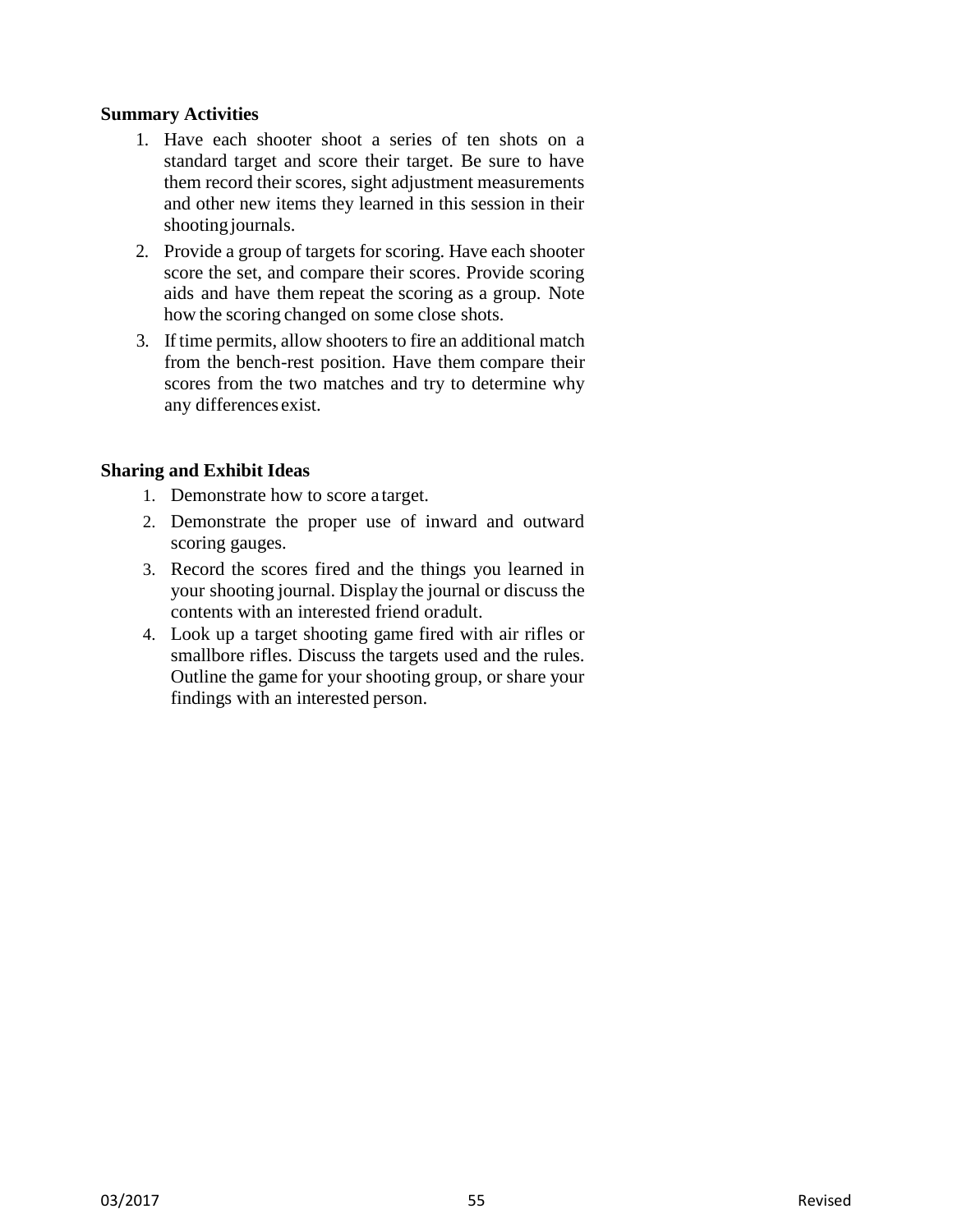**Summary Activities**

1. Have each shooter shoot a series of ten shots on a standard target and score their target. Be sure to have them record their scores, sight adjustment measurements and other new items they learned in this session in their shooting journals.
2. Provide a group of targets for scoring. Have each shooter score the set, and compare their scores. Provide scoring aids and have them repeat the scoring as a group. Note how the scoring changed on some close shots.
3. If time permits, allow shooters to fire an additional match from the bench-rest position. Have them compare their scores from the two matches and try to determine why any differences exist.

**Sharing and Exhibit Ideas**

1. Demonstrate how to score a target.
2. Demonstrate the proper use of inward and outward scoring gauges.
3. Record the scores fired and the things you learned in your shooting journal. Display the journal or discuss the contents with an interested friend or adult.
4. Look up a target shooting game fired with air rifles or smallbore rifles. Discuss the targets used and the rules. Outline the game for your shooting group, or share your findings with an interested person.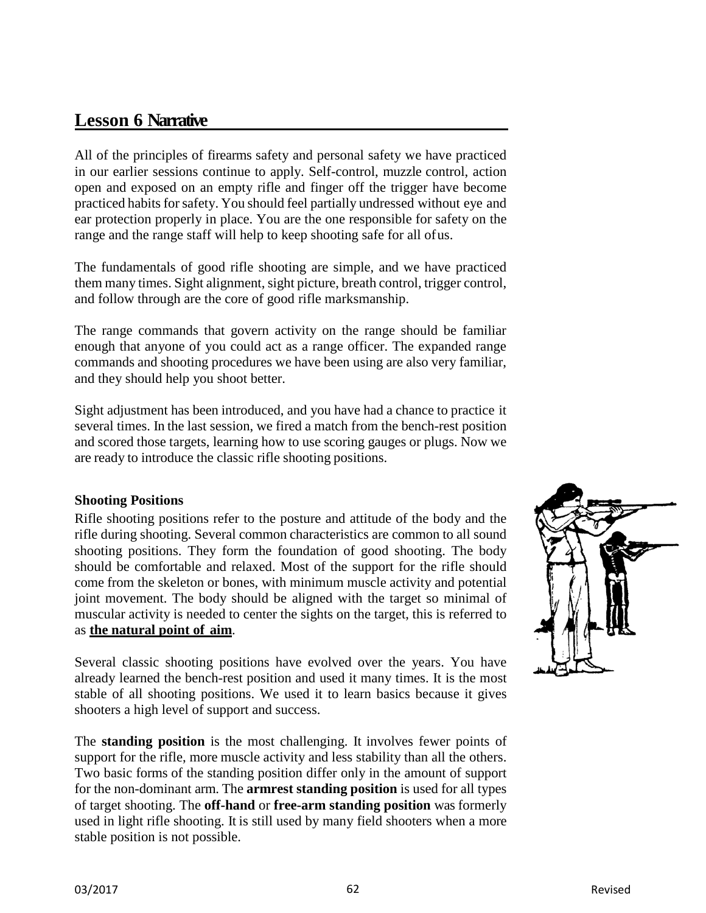## Lesson 6 Narrative

All of the principles of firearms safety and personal safety we have practiced in our earlier sessions continue to apply. Self-control, muzzle control, action open and exposed on an empty rifle and finger off the trigger have become practiced habits for safety. You should feel partially undressed without eye and ear protection properly in place. You are the one responsible for safety on the range and the range staff will help to keep shooting safe for all of us.

The fundamentals of good rifle shooting are simple, and we have practiced them many times. Sight alignment, sight picture, breath control, trigger control, and follow through are the core of good rifle marksmanship.

The range commands that govern activity on the range should be familiar enough that anyone of you could act as a range officer. The expanded range commands and shooting procedures we have been using are also very familiar, and they should help you shoot better.

Sight adjustment has been introduced, and you have had a chance to practice it several times. In the last session, we fired a match from the bench-rest position and scored those targets, learning how to use scoring gauges or plugs. Now we are ready to introduce the classic rifle shooting positions.

**Shooting Positions**

Rifle shooting positions refer to the posture and attitude of the body and the rifle during shooting. Several common characteristics are common to all sound shooting positions. They form the foundation of good shooting. The body should be comfortable and relaxed. Most of the support for the rifle should come from the skeleton or bones, with minimum muscle activity and potential joint movement. The body should be aligned with the target so minimal of muscular activity is needed to center the sights on the target, this is referred to as **the natural point of aim**.

Several classic shooting positions have evolved over the years. You have already learned the bench-rest position and used it many times. It is the most stable of all shooting positions. We used it to learn basics because it gives shooters a high level of support and success.

The **standing position** is the most challenging. It involves fewer points of support for the rifle, more muscle activity and less stability than all the others. Two basic forms of the standing position differ only in the amount of support for the non-dominant arm. The **armrest standing position** is used for all types of target shooting. The **off-hand** or **free-arm standing position** was formerly used in light rifle shooting. It is still used by many field shooters when a more stable position is not possible.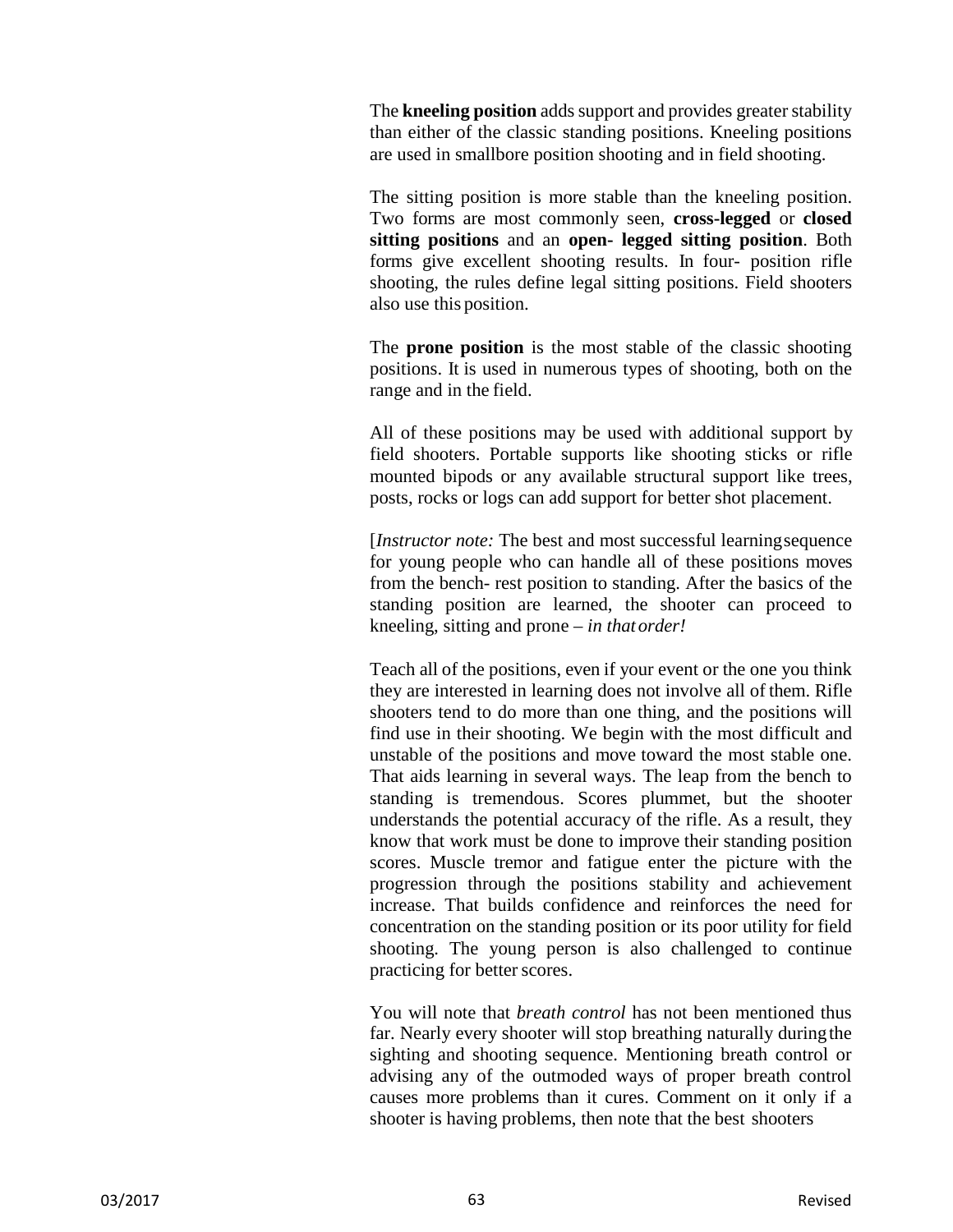The **kneeling position** adds support and provides greater stability than either of the classic standing positions. Kneeling positions are used in smallbore position shooting and in field shooting.

The sitting position is more stable than the kneeling position. Two forms are most commonly seen, **cross-legged** or **closed sitting positions** and an **open- legged sitting position**. Both forms give excellent shooting results. In four- position rifle shooting, the rules define legal sitting positions. Field shooters also use this position.

The **prone position** is the most stable of the classic shooting positions. It is used in numerous types of shooting, both on the range and in the field.

All of these positions may be used with additional support by field shooters. Portable supports like shooting sticks or rifle mounted bipods or any available structural support like trees, posts, rocks or logs can add support for better shot placement.

[*Instructor note:* The best and most successful learning sequence for young people who can handle all of these positions moves from the bench- rest position to standing. After the basics of the standing position are learned, the shooter can proceed to kneeling, sitting and prone – *in that order!*

Teach all of the positions, even if your event or the one you think they are interested in learning does not involve all of them. Rifle shooters tend to do more than one thing, and the positions will find use in their shooting. We begin with the most difficult and unstable of the positions and move toward the most stable one. That aids learning in several ways. The leap from the bench to standing is tremendous. Scores plummet, but the shooter understands the potential accuracy of the rifle. As a result, they know that work must be done to improve their standing position scores. Muscle tremor and fatigue enter the picture with the progression through the positions stability and achievement increase. That builds confidence and reinforces the need for concentration on the standing position or its poor utility for field shooting. The young person is also challenged to continue practicing for better scores.

You will note that *breath control* has not been mentioned thus far. Nearly every shooter will stop breathing naturally during the sighting and shooting sequence. Mentioning breath control or advising any of the outmoded ways of proper breath control causes more problems than it cures. Comment on it only if a shooter is having problems, then note that the best shooters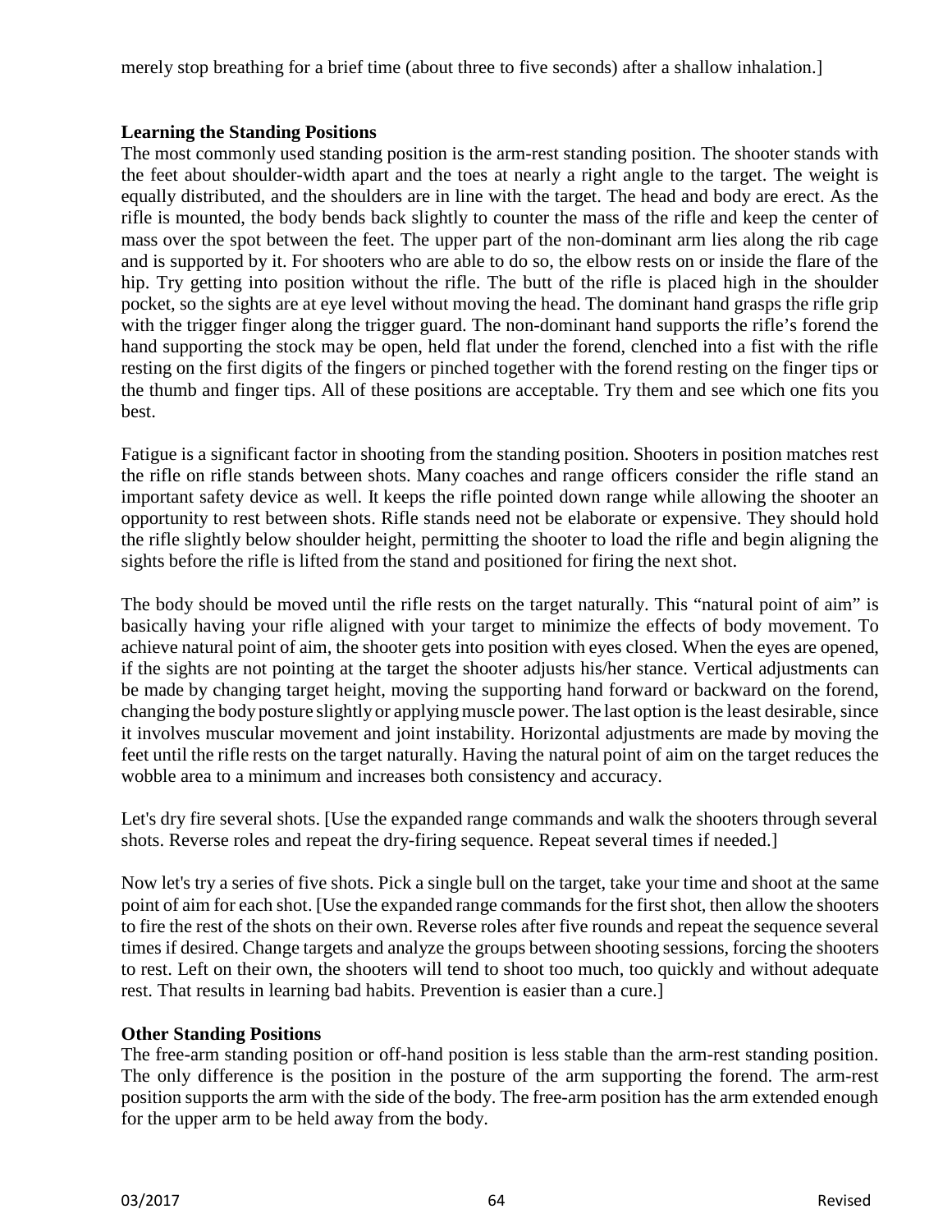merely stop breathing for a brief time (about three to five seconds) after a shallow inhalation.]

**Learning the Standing Positions**

The most commonly used standing position is the arm-rest standing position. The shooter stands with the feet about shoulder-width apart and the toes at nearly a right angle to the target. The weight is equally distributed, and the shoulders are in line with the target. The head and body are erect. As the rifle is mounted, the body bends back slightly to counter the mass of the rifle and keep the center of mass over the spot between the feet. The upper part of the non-dominant arm lies along the rib cage and is supported by it. For shooters who are able to do so, the elbow rests on or inside the flare of the hip. Try getting into position without the rifle. The butt of the rifle is placed high in the shoulder pocket, so the sights are at eye level without moving the head. The dominant hand grasps the rifle grip with the trigger finger along the trigger guard. The non-dominant hand supports the rifle's forend the hand supporting the stock may be open, held flat under the forend, clenched into a fist with the rifle resting on the first digits of the fingers or pinched together with the forend resting on the finger tips or the thumb and finger tips. All of these positions are acceptable. Try them and see which one fits you best.

Fatigue is a significant factor in shooting from the standing position. Shooters in position matches rest the rifle on rifle stands between shots. Many coaches and range officers consider the rifle stand an important safety device as well. It keeps the rifle pointed down range while allowing the shooter an opportunity to rest between shots. Rifle stands need not be elaborate or expensive. They should hold the rifle slightly below shoulder height, permitting the shooter to load the rifle and begin aligning the sights before the rifle is lifted from the stand and positioned for firing the next shot.

The body should be moved until the rifle rests on the target naturally. This "natural point of aim" is basically having your rifle aligned with your target to minimize the effects of body movement. To achieve natural point of aim, the shooter gets into position with eyes closed. When the eyes are opened, if the sights are not pointing at the target the shooter adjusts his/her stance. Vertical adjustments can be made by changing target height, moving the supporting hand forward or backward on the forend, changing the body posture slightly or applying muscle power. The last option is the least desirable, since it involves muscular movement and joint instability. Horizontal adjustments are made by moving the feet until the rifle rests on the target naturally. Having the natural point of aim on the target reduces the wobble area to a minimum and increases both consistency and accuracy.

Let's dry fire several shots. [Use the expanded range commands and walk the shooters through several shots. Reverse roles and repeat the dry-firing sequence. Repeat several times if needed.]

Now let's try a series of five shots. Pick a single bull on the target, take your time and shoot at the same point of aim for each shot. [Use the expanded range commands for the first shot, then allow the shooters to fire the rest of the shots on their own. Reverse roles after five rounds and repeat the sequence several times if desired. Change targets and analyze the groups between shooting sessions, forcing the shooters to rest. Left on their own, the shooters will tend to shoot too much, too quickly and without adequate rest. That results in learning bad habits. Prevention is easier than a cure.]

**Other Standing Positions**

The free-arm standing position or off-hand position is less stable than the arm-rest standing position. The only difference is the position in the posture of the arm supporting the forend. The arm-rest position supports the arm with the side of the body. The free-arm position has the arm extended enough for the upper arm to be held away from the body.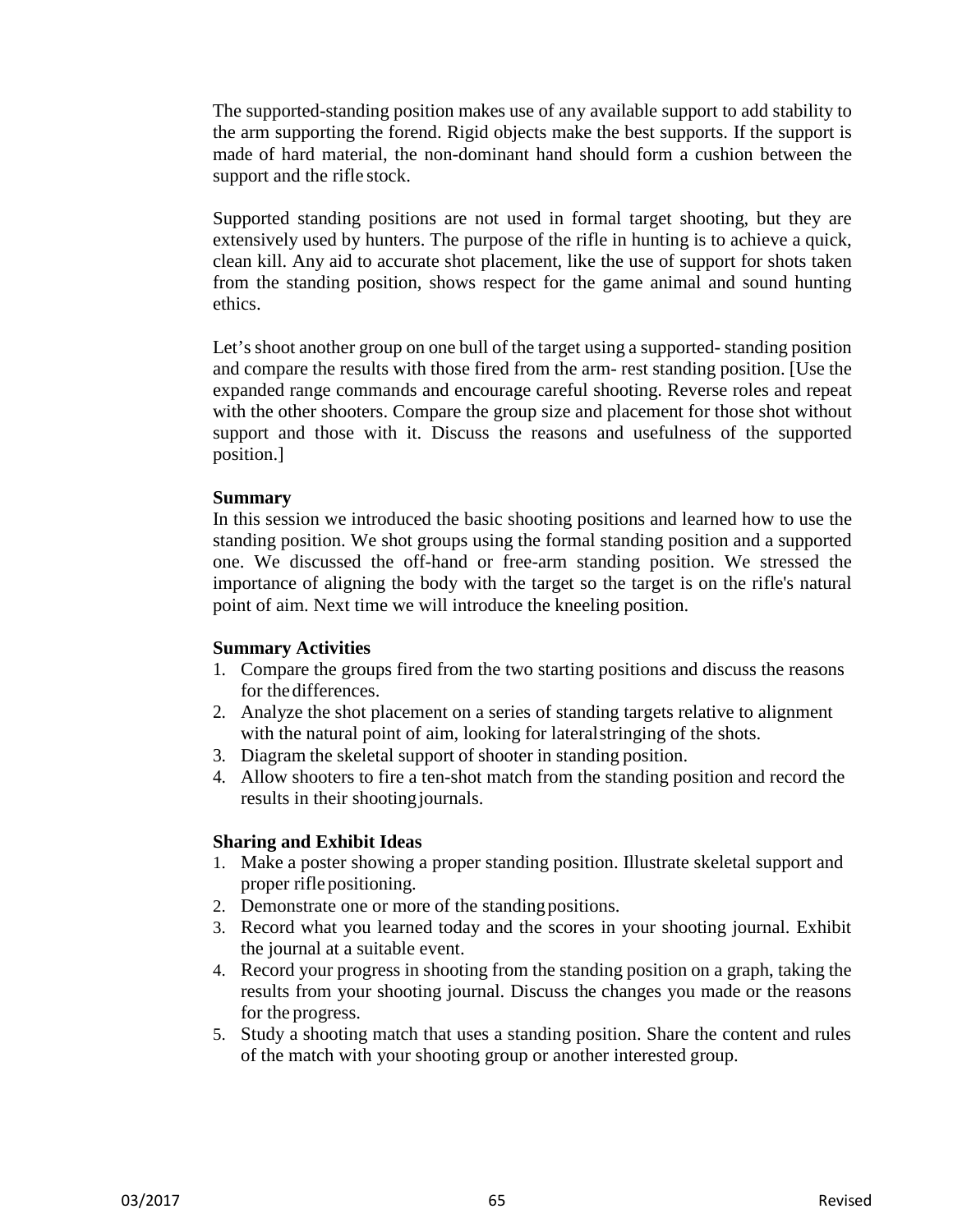The supported-standing position makes use of any available support to add stability to the arm supporting the forend. Rigid objects make the best supports. If the support is made of hard material, the non-dominant hand should form a cushion between the support and the rifle stock.

Supported standing positions are not used in formal target shooting, but they are extensively used by hunters. The purpose of the rifle in hunting is to achieve a quick, clean kill. Any aid to accurate shot placement, like the use of support for shots taken from the standing position, shows respect for the game animal and sound hunting ethics.

Let's shoot another group on one bull of the target using a supported- standing position and compare the results with those fired from the arm- rest standing position. [Use the expanded range commands and encourage careful shooting. Reverse roles and repeat with the other shooters. Compare the group size and placement for those shot without support and those with it. Discuss the reasons and usefulness of the supported position.]

**Summary**

In this session we introduced the basic shooting positions and learned how to use the standing position. We shot groups using the formal standing position and a supported one. We discussed the off-hand or free-arm standing position. We stressed the importance of aligning the body with the target so the target is on the rifle's natural point of aim. Next time we will introduce the kneeling position.

**Summary Activities**

1. Compare the groups fired from the two starting positions and discuss the reasons for the differences.
2. Analyze the shot placement on a series of standing targets relative to alignment with the natural point of aim, looking for lateral stringing of the shots.
3. Diagram the skeletal support of shooter in standing position.
4. Allow shooters to fire a ten-shot match from the standing position and record the results in their shooting journals.

**Sharing and Exhibit Ideas**

1. Make a poster showing a proper standing position. Illustrate skeletal support and proper rifle positioning.
2. Demonstrate one or more of the standing positions.
3. Record what you learned today and the scores in your shooting journal. Exhibit the journal at a suitable event.
4. Record your progress in shooting from the standing position on a graph, taking the results from your shooting journal. Discuss the changes you made or the reasons for the progress.
5. Study a shooting match that uses a standing position. Share the content and rules of the match with your shooting group or another interested group.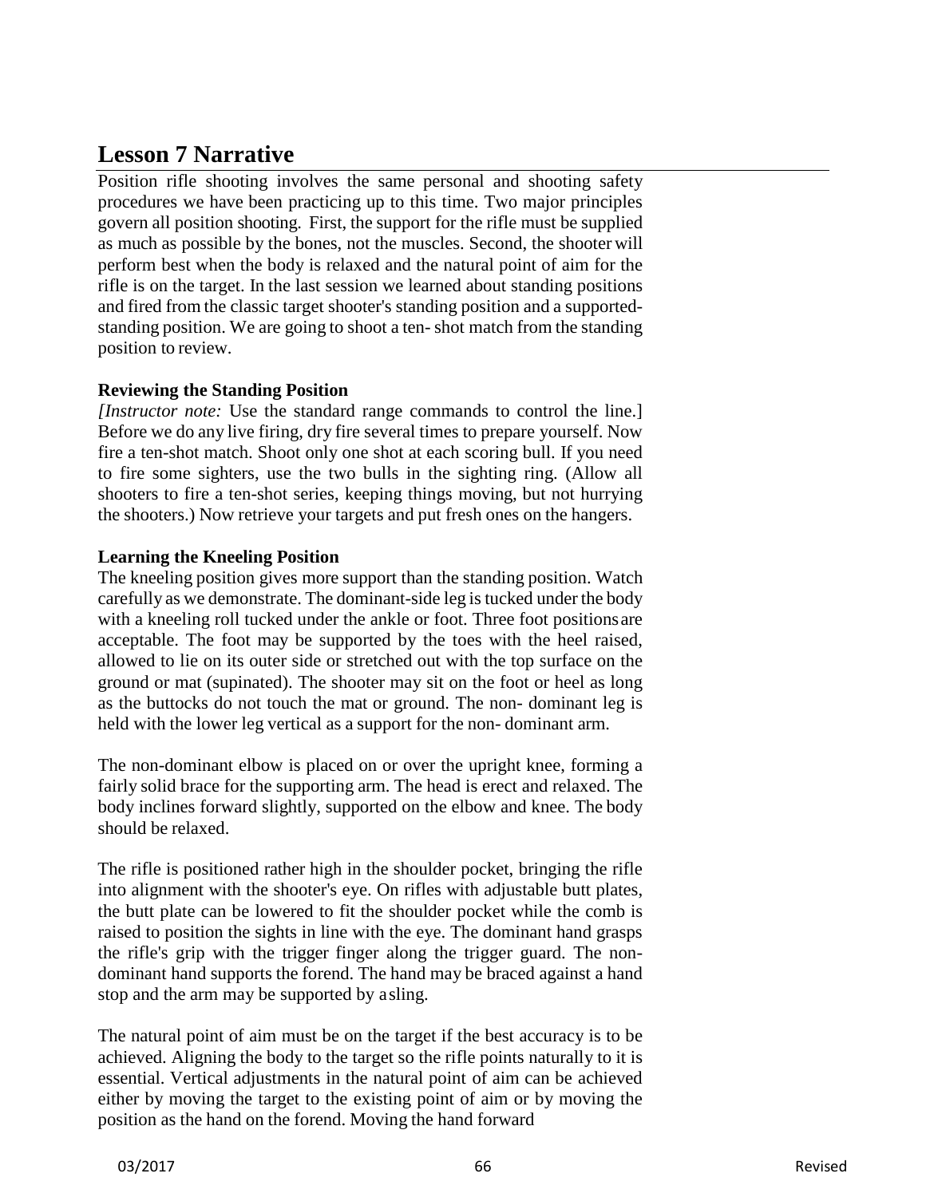## Lesson 7 Narrative

Position rifle shooting involves the same personal and shooting safety procedures we have been practicing up to this time. Two major principles govern all position shooting. First, the support for the rifle must be supplied as much as possible by the bones, not the muscles. Second, the shooter will perform best when the body is relaxed and the natural point of aim for the rifle is on the target. In the last session we learned about standing positions and fired from the classic target shooter's standing position and a supported-standing position. We are going to shoot a ten- shot match from the standing position to review.

**Reviewing the Standing Position**

*[Instructor note:* Use the standard range commands to control the line.] Before we do any live firing, dry fire several times to prepare yourself. Now fire a ten-shot match. Shoot only one shot at each scoring bull. If you need to fire some sighters, use the two bulls in the sighting ring. (Allow all shooters to fire a ten-shot series, keeping things moving, but not hurrying the shooters.) Now retrieve your targets and put fresh ones on the hangers.

**Learning the Kneeling Position**

The kneeling position gives more support than the standing position. Watch carefully as we demonstrate. The dominant-side leg is tucked under the body with a kneeling roll tucked under the ankle or foot. Three foot positions are acceptable. The foot may be supported by the toes with the heel raised, allowed to lie on its outer side or stretched out with the top surface on the ground or mat (supinated). The shooter may sit on the foot or heel as long as the buttocks do not touch the mat or ground. The non- dominant leg is held with the lower leg vertical as a support for the non- dominant arm.

The non-dominant elbow is placed on or over the upright knee, forming a fairly solid brace for the supporting arm. The head is erect and relaxed. The body inclines forward slightly, supported on the elbow and knee. The body should be relaxed.

The rifle is positioned rather high in the shoulder pocket, bringing the rifle into alignment with the shooter's eye. On rifles with adjustable butt plates, the butt plate can be lowered to fit the shoulder pocket while the comb is raised to position the sights in line with the eye. The dominant hand grasps the rifle's grip with the trigger finger along the trigger guard. The non-dominant hand supports the forend. The hand may be braced against a hand stop and the arm may be supported by a sling.

The natural point of aim must be on the target if the best accuracy is to be achieved. Aligning the body to the target so the rifle points naturally to it is essential. Vertical adjustments in the natural point of aim can be achieved either by moving the target to the existing point of aim or by moving the position as the hand on the forend. Moving the hand forward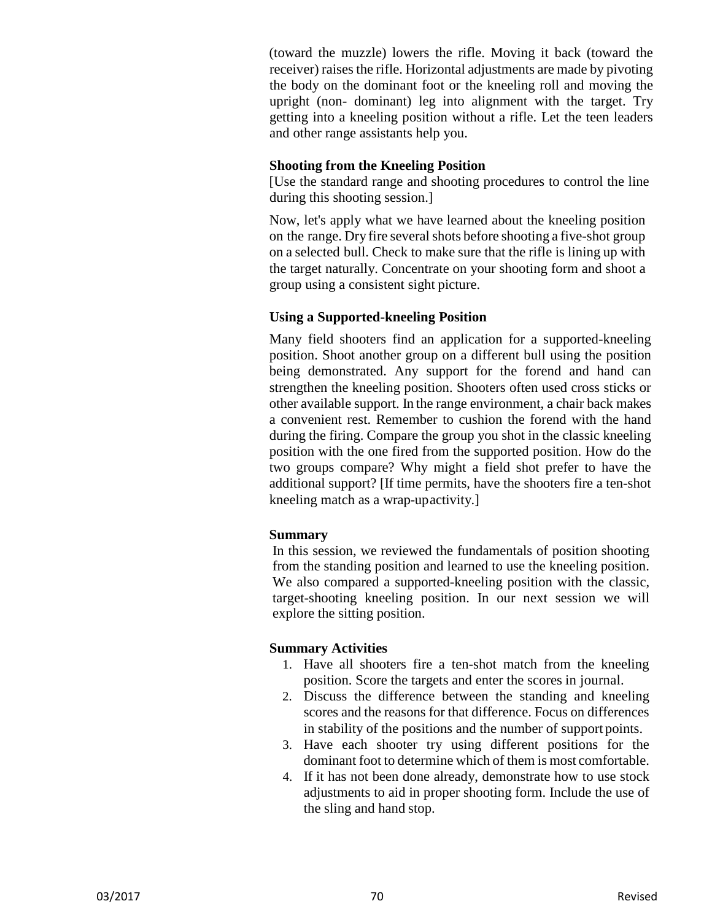(toward the muzzle) lowers the rifle. Moving it back (toward the receiver) raises the rifle. Horizontal adjustments are made by pivoting the body on the dominant foot or the kneeling roll and moving the upright (non- dominant) leg into alignment with the target. Try getting into a kneeling position without a rifle. Let the teen leaders and other range assistants help you.

**Shooting from the Kneeling Position**

[Use the standard range and shooting procedures to control the line during this shooting session.]

Now, let's apply what we have learned about the kneeling position on the range. Dry fire several shots before shooting a five-shot group on a selected bull. Check to make sure that the rifle is lining up with the target naturally. Concentrate on your shooting form and shoot a group using a consistent sight picture.

**Using a Supported-kneeling Position**

Many field shooters find an application for a supported-kneeling position. Shoot another group on a different bull using the position being demonstrated. Any support for the forend and hand can strengthen the kneeling position. Shooters often used cross sticks or other available support. In the range environment, a chair back makes a convenient rest. Remember to cushion the forend with the hand during the firing. Compare the group you shot in the classic kneeling position with the one fired from the supported position. How do the two groups compare? Why might a field shot prefer to have the additional support? [If time permits, have the shooters fire a ten-shot kneeling match as a wrap-up activity.]

**Summary**

In this session, we reviewed the fundamentals of position shooting from the standing position and learned to use the kneeling position. We also compared a supported-kneeling position with the classic, target-shooting kneeling position. In our next session we will explore the sitting position.

**Summary Activities**

1. Have all shooters fire a ten-shot match from the kneeling position. Score the targets and enter the scores in journal.
2. Discuss the difference between the standing and kneeling scores and the reasons for that difference. Focus on differences in stability of the positions and the number of support points.
3. Have each shooter try using different positions for the dominant foot to determine which of them is most comfortable.
4. If it has not been done already, demonstrate how to use stock adjustments to aid in proper shooting form. Include the use of the sling and hand stop.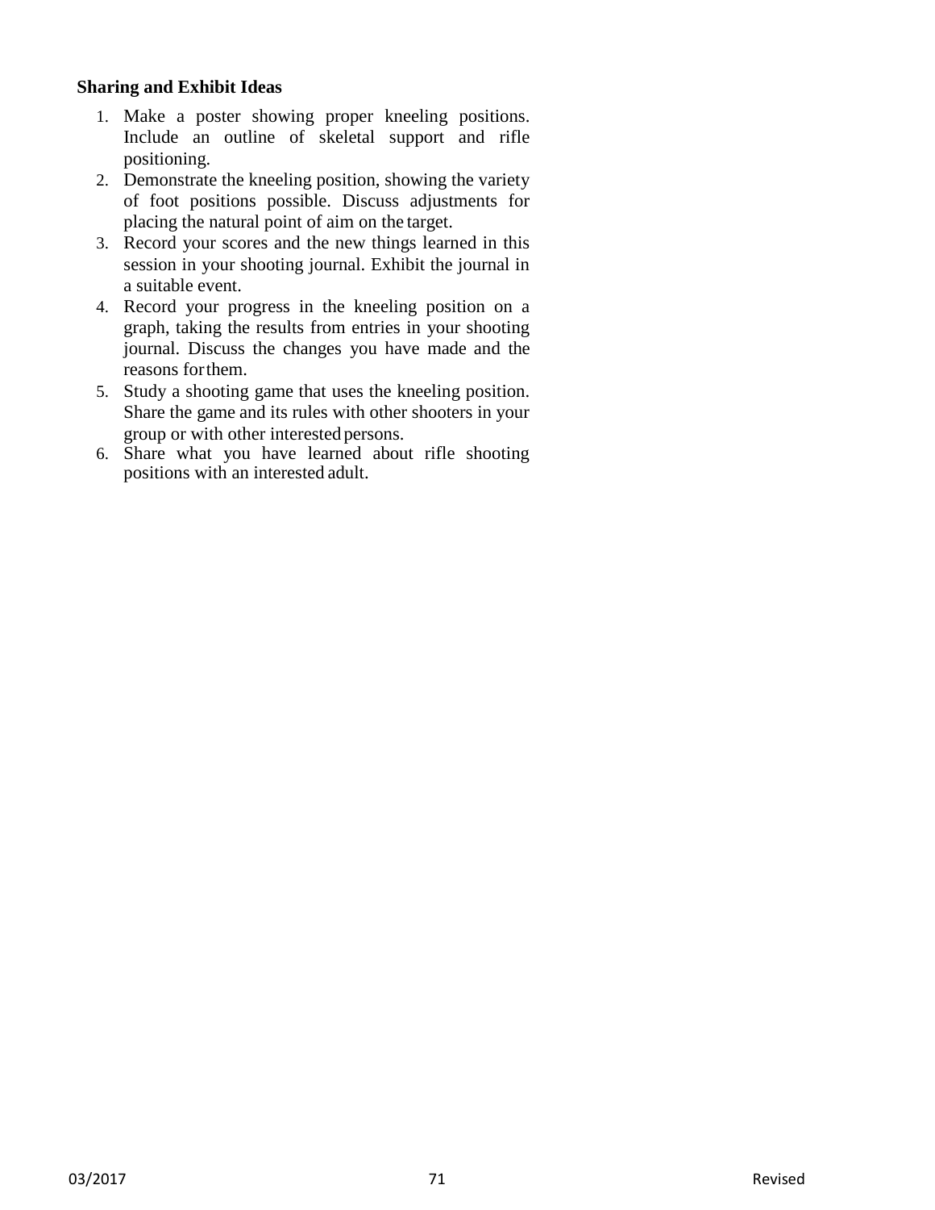**Sharing and Exhibit Ideas**

1. Make a poster showing proper kneeling positions. Include an outline of skeletal support and rifle positioning.
2. Demonstrate the kneeling position, showing the variety of foot positions possible. Discuss adjustments for placing the natural point of aim on the target.
3. Record your scores and the new things learned in this session in your shooting journal. Exhibit the journal in a suitable event.
4. Record your progress in the kneeling position on a graph, taking the results from entries in your shooting journal. Discuss the changes you have made and the reasons for them.
5. Study a shooting game that uses the kneeling position. Share the game and its rules with other shooters in your group or with other interested persons.
6. Share what you have learned about rifle shooting positions with an interested adult.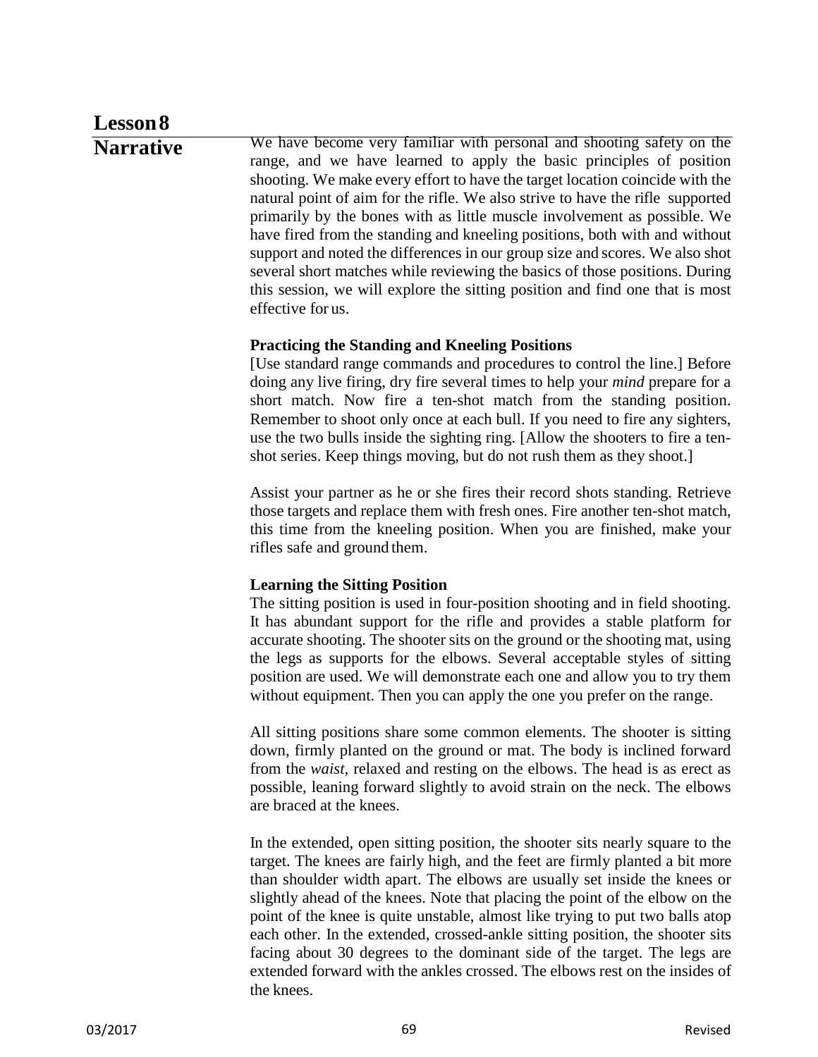# Lesson 8

## Narrative

We have become very familiar with personal and shooting safety on the range, and we have learned to apply the basic principles of position shooting. We make every effort to have the target location coincide with the natural point of aim for the rifle. We also strive to have the rifle supported primarily by the bones with as little muscle involvement as possible. We have fired from the standing and kneeling positions, both with and without support and noted the differences in our group size and scores. We also shot several short matches while reviewing the basics of those positions. During this session, we will explore the sitting position and find one that is most effective for us.

**Practicing the Standing and Kneeling Positions**

[Use standard range commands and procedures to control the line.] Before doing any live firing, dry fire several times to help your *mind* prepare for a short match. Now fire a ten-shot match from the standing position. Remember to shoot only once at each bull. If you need to fire any sighters, use the two bulls inside the sighting ring. [Allow the shooters to fire a ten-shot series. Keep things moving, but do not rush them as they shoot.]

Assist your partner as he or she fires their record shots standing. Retrieve those targets and replace them with fresh ones. Fire another ten-shot match, this time from the kneeling position. When you are finished, make your rifles safe and ground them.

**Learning the Sitting Position**

The sitting position is used in four-position shooting and in field shooting. It has abundant support for the rifle and provides a stable platform for accurate shooting. The shooter sits on the ground or the shooting mat, using the legs as supports for the elbows. Several acceptable styles of sitting position are used. We will demonstrate each one and allow you to try them without equipment. Then you can apply the one you prefer on the range.

All sitting positions share some common elements. The shooter is sitting down, firmly planted on the ground or mat. The body is inclined forward from the *waist,* relaxed and resting on the elbows. The head is as erect as possible, leaning forward slightly to avoid strain on the neck. The elbows are braced at the knees.

In the extended, open sitting position, the shooter sits nearly square to the target. The knees are fairly high, and the feet are firmly planted a bit more than shoulder width apart. The elbows are usually set inside the knees or slightly ahead of the knees. Note that placing the point of the elbow on the point of the knee is quite unstable, almost like trying to put two balls atop each other. In the extended, crossed-ankle sitting position, the shooter sits facing about 30 degrees to the dominant side of the target. The legs are extended forward with the ankles crossed. The elbows rest on the insides of the knees.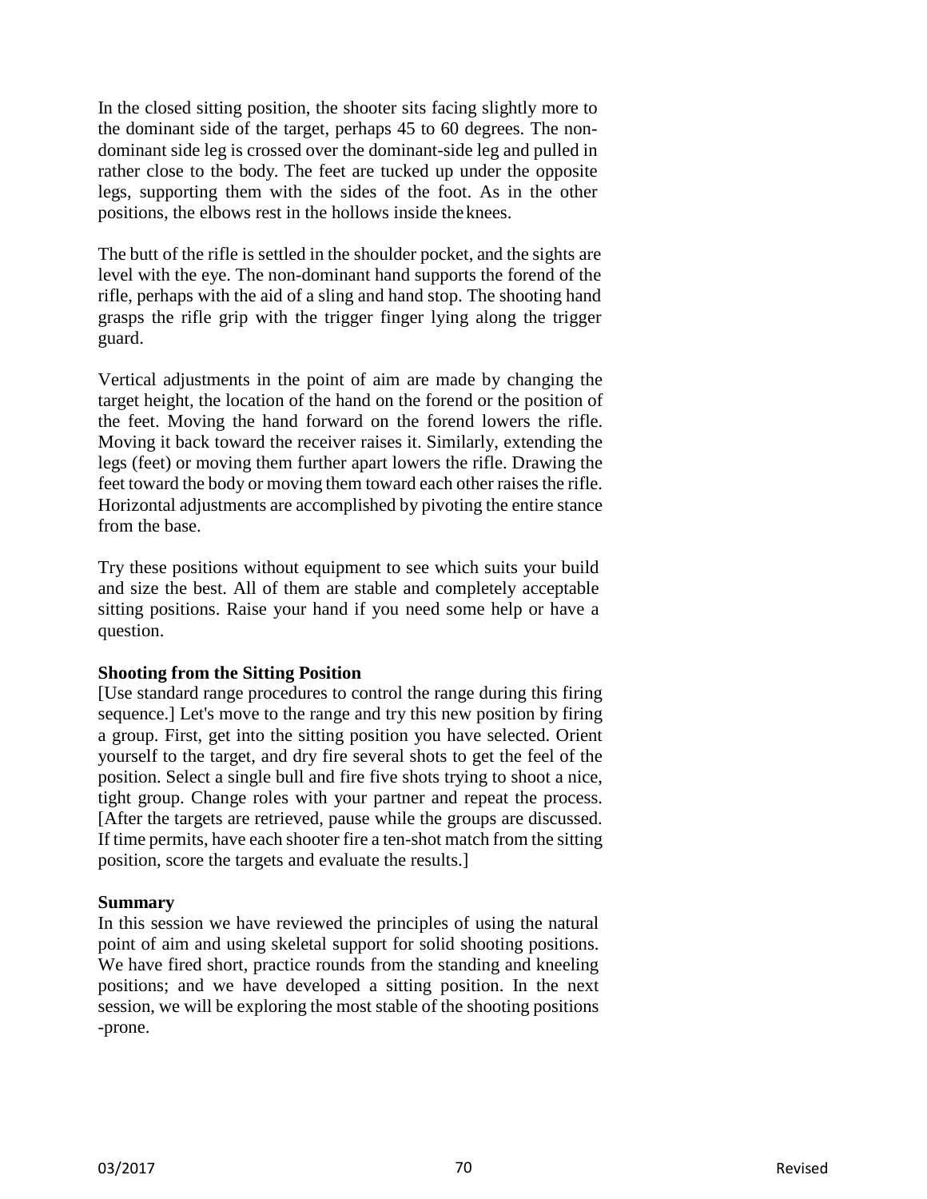In the closed sitting position, the shooter sits facing slightly more to the dominant side of the target, perhaps 45 to 60 degrees. The non-dominant side leg is crossed over the dominant-side leg and pulled in rather close to the body. The feet are tucked up under the opposite legs, supporting them with the sides of the foot. As in the other positions, the elbows rest in the hollows inside the knees.

The butt of the rifle is settled in the shoulder pocket, and the sights are level with the eye. The non-dominant hand supports the forend of the rifle, perhaps with the aid of a sling and hand stop. The shooting hand grasps the rifle grip with the trigger finger lying along the trigger guard.

Vertical adjustments in the point of aim are made by changing the target height, the location of the hand on the forend or the position of the feet. Moving the hand forward on the forend lowers the rifle. Moving it back toward the receiver raises it. Similarly, extending the legs (feet) or moving them further apart lowers the rifle. Drawing the feet toward the body or moving them toward each other raises the rifle. Horizontal adjustments are accomplished by pivoting the entire stance from the base.

Try these positions without equipment to see which suits your build and size the best. All of them are stable and completely acceptable sitting positions. Raise your hand if you need some help or have a question.

**Shooting from the Sitting Position**

[Use standard range procedures to control the range during this firing sequence.] Let's move to the range and try this new position by firing a group. First, get into the sitting position you have selected. Orient yourself to the target, and dry fire several shots to get the feel of the position. Select a single bull and fire five shots trying to shoot a nice, tight group. Change roles with your partner and repeat the process. [After the targets are retrieved, pause while the groups are discussed. If time permits, have each shooter fire a ten-shot match from the sitting position, score the targets and evaluate the results.]

**Summary**

In this session we have reviewed the principles of using the natural point of aim and using skeletal support for solid shooting positions. We have fired short, practice rounds from the standing and kneeling positions; and we have developed a sitting position. In the next session, we will be exploring the most stable of the shooting positions -prone.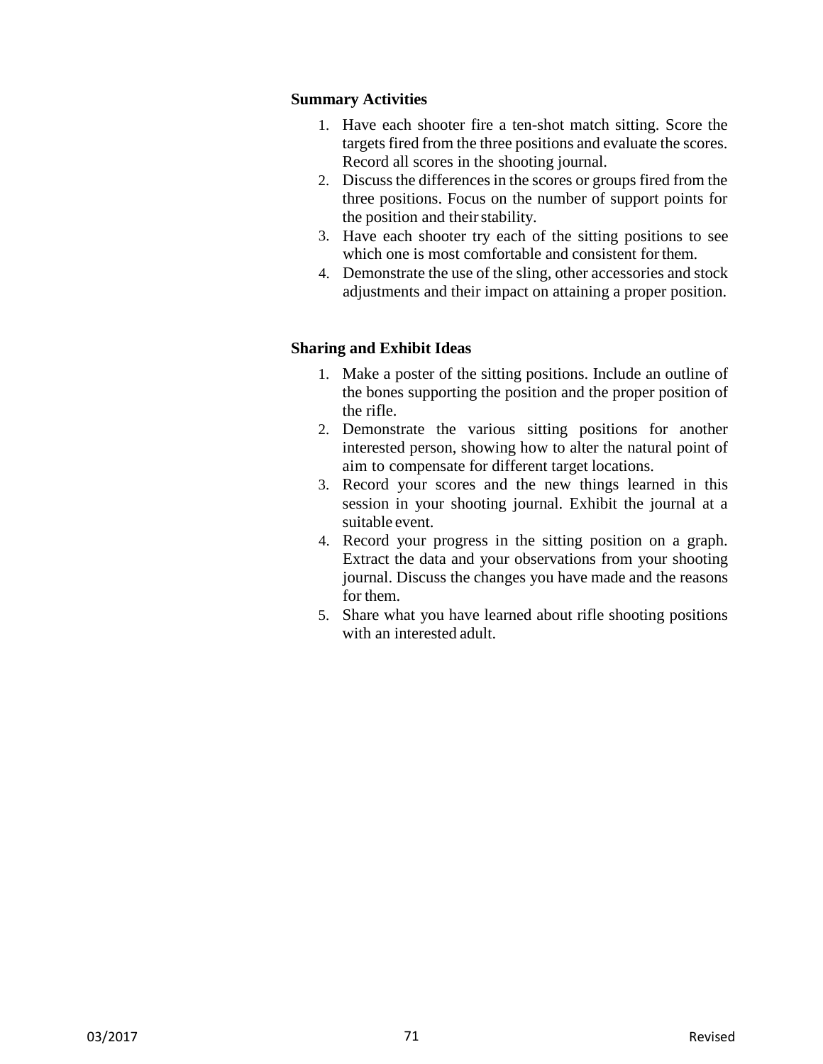**Summary Activities**

1. Have each shooter fire a ten-shot match sitting. Score the targets fired from the three positions and evaluate the scores. Record all scores in the shooting journal.
2. Discuss the differences in the scores or groups fired from the three positions. Focus on the number of support points for the position and their stability.
3. Have each shooter try each of the sitting positions to see which one is most comfortable and consistent for them.
4. Demonstrate the use of the sling, other accessories and stock adjustments and their impact on attaining a proper position.

**Sharing and Exhibit Ideas**

1. Make a poster of the sitting positions. Include an outline of the bones supporting the position and the proper position of the rifle.
2. Demonstrate the various sitting positions for another interested person, showing how to alter the natural point of aim to compensate for different target locations.
3. Record your scores and the new things learned in this session in your shooting journal. Exhibit the journal at a suitable event.
4. Record your progress in the sitting position on a graph. Extract the data and your observations from your shooting journal. Discuss the changes you have made and the reasons for them.
5. Share what you have learned about rifle shooting positions with an interested adult.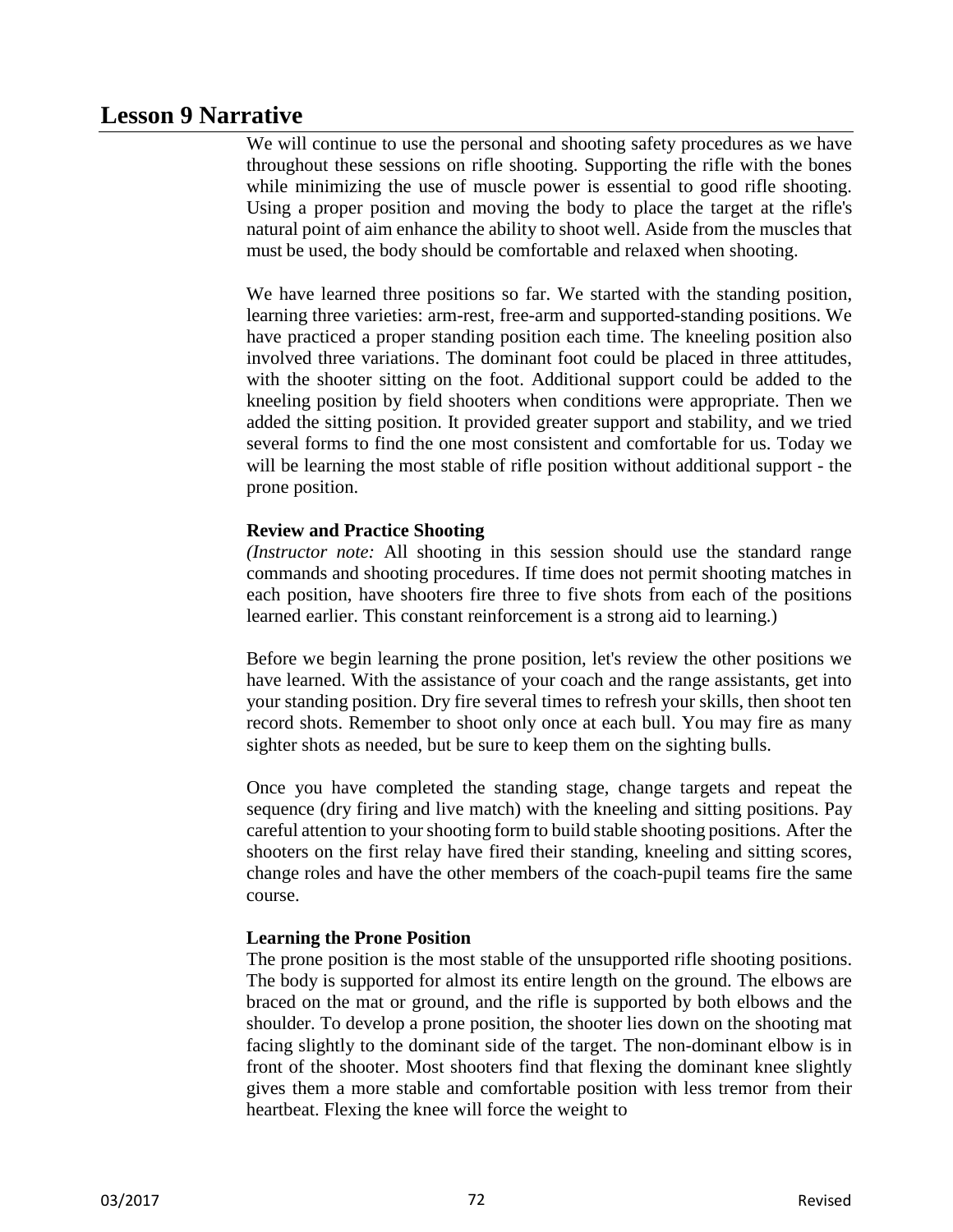## Lesson 9 Narrative

We will continue to use the personal and shooting safety procedures as we have throughout these sessions on rifle shooting. Supporting the rifle with the bones while minimizing the use of muscle power is essential to good rifle shooting. Using a proper position and moving the body to place the target at the rifle's natural point of aim enhance the ability to shoot well. Aside from the muscles that must be used, the body should be comfortable and relaxed when shooting.

We have learned three positions so far. We started with the standing position, learning three varieties: arm-rest, free-arm and supported-standing positions. We have practiced a proper standing position each time. The kneeling position also involved three variations. The dominant foot could be placed in three attitudes, with the shooter sitting on the foot. Additional support could be added to the kneeling position by field shooters when conditions were appropriate. Then we added the sitting position. It provided greater support and stability, and we tried several forms to find the one most consistent and comfortable for us. Today we will be learning the most stable of rifle position without additional support - the prone position.

**Review and Practice Shooting**

*(Instructor note:* All shooting in this session should use the standard range commands and shooting procedures. If time does not permit shooting matches in each position, have shooters fire three to five shots from each of the positions learned earlier. This constant reinforcement is a strong aid to learning.)

Before we begin learning the prone position, let's review the other positions we have learned. With the assistance of your coach and the range assistants, get into your standing position. Dry fire several times to refresh your skills, then shoot ten record shots. Remember to shoot only once at each bull. You may fire as many sighter shots as needed, but be sure to keep them on the sighting bulls.

Once you have completed the standing stage, change targets and repeat the sequence (dry firing and live match) with the kneeling and sitting positions. Pay careful attention to your shooting form to build stable shooting positions. After the shooters on the first relay have fired their standing, kneeling and sitting scores, change roles and have the other members of the coach-pupil teams fire the same course.

**Learning the Prone Position**

The prone position is the most stable of the unsupported rifle shooting positions. The body is supported for almost its entire length on the ground. The elbows are braced on the mat or ground, and the rifle is supported by both elbows and the shoulder. To develop a prone position, the shooter lies down on the shooting mat facing slightly to the dominant side of the target. The non-dominant elbow is in front of the shooter. Most shooters find that flexing the dominant knee slightly gives them a more stable and comfortable position with less tremor from their heartbeat. Flexing the knee will force the weight to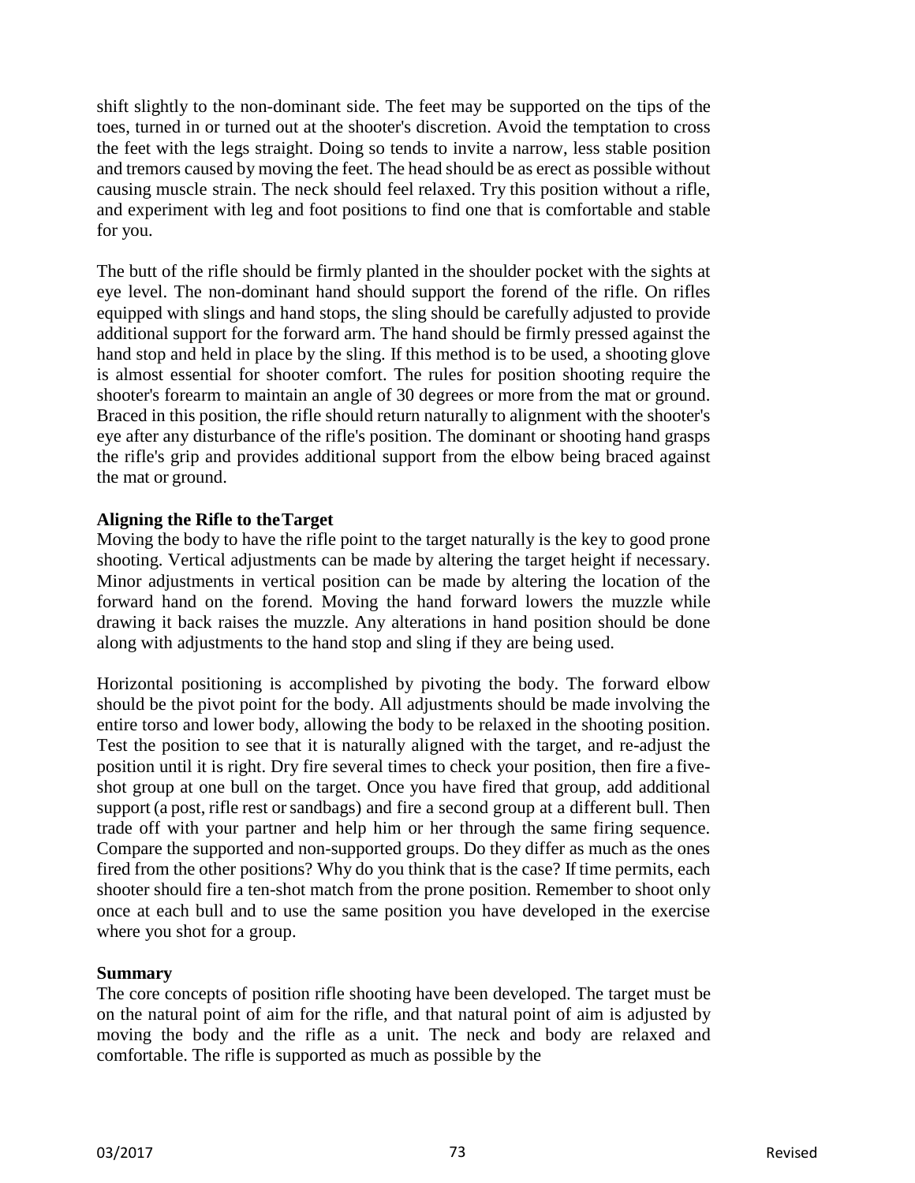shift slightly to the non-dominant side. The feet may be supported on the tips of the toes, turned in or turned out at the shooter's discretion. Avoid the temptation to cross the feet with the legs straight. Doing so tends to invite a narrow, less stable position and tremors caused by moving the feet. The head should be as erect as possible without causing muscle strain. The neck should feel relaxed. Try this position without a rifle, and experiment with leg and foot positions to find one that is comfortable and stable for you.

The butt of the rifle should be firmly planted in the shoulder pocket with the sights at eye level. The non-dominant hand should support the forend of the rifle. On rifles equipped with slings and hand stops, the sling should be carefully adjusted to provide additional support for the forward arm. The hand should be firmly pressed against the hand stop and held in place by the sling. If this method is to be used, a shooting glove is almost essential for shooter comfort. The rules for position shooting require the shooter's forearm to maintain an angle of 30 degrees or more from the mat or ground. Braced in this position, the rifle should return naturally to alignment with the shooter's eye after any disturbance of the rifle's position. The dominant or shooting hand grasps the rifle's grip and provides additional support from the elbow being braced against the mat or ground.

**Aligning the Rifle to the Target**

Moving the body to have the rifle point to the target naturally is the key to good prone shooting. Vertical adjustments can be made by altering the target height if necessary. Minor adjustments in vertical position can be made by altering the location of the forward hand on the forend. Moving the hand forward lowers the muzzle while drawing it back raises the muzzle. Any alterations in hand position should be done along with adjustments to the hand stop and sling if they are being used.

Horizontal positioning is accomplished by pivoting the body. The forward elbow should be the pivot point for the body. All adjustments should be made involving the entire torso and lower body, allowing the body to be relaxed in the shooting position. Test the position to see that it is naturally aligned with the target, and re-adjust the position until it is right. Dry fire several times to check your position, then fire a five-shot group at one bull on the target. Once you have fired that group, add additional support (a post, rifle rest or sandbags) and fire a second group at a different bull. Then trade off with your partner and help him or her through the same firing sequence. Compare the supported and non-supported groups. Do they differ as much as the ones fired from the other positions? Why do you think that is the case? If time permits, each shooter should fire a ten-shot match from the prone position. Remember to shoot only once at each bull and to use the same position you have developed in the exercise where you shot for a group.

**Summary**

The core concepts of position rifle shooting have been developed. The target must be on the natural point of aim for the rifle, and that natural point of aim is adjusted by moving the body and the rifle as a unit. The neck and body are relaxed and comfortable. The rifle is supported as much as possible by the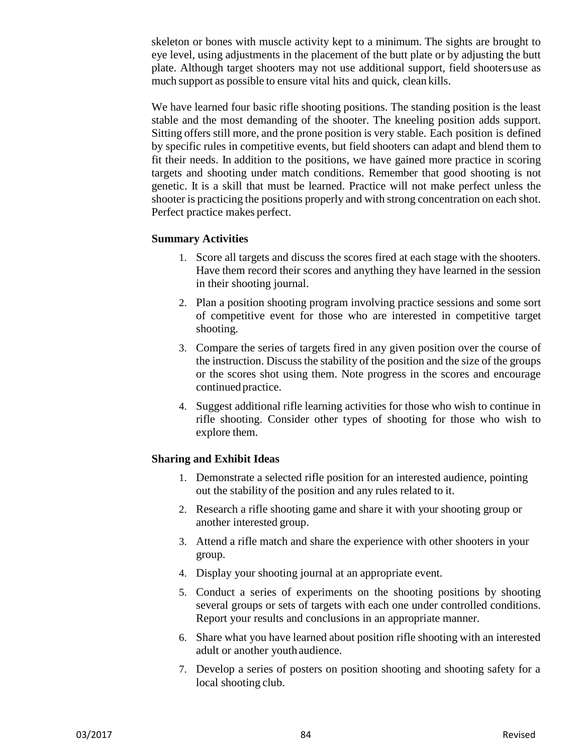skeleton or bones with muscle activity kept to a minimum. The sights are brought to eye level, using adjustments in the placement of the butt plate or by adjusting the butt plate. Although target shooters may not use additional support, field shooters use as much support as possible to ensure vital hits and quick, clean kills.

We have learned four basic rifle shooting positions. The standing position is the least stable and the most demanding of the shooter. The kneeling position adds support. Sitting offers still more, and the prone position is very stable. Each position is defined by specific rules in competitive events, but field shooters can adapt and blend them to fit their needs. In addition to the positions, we have gained more practice in scoring targets and shooting under match conditions. Remember that good shooting is not genetic. It is a skill that must be learned. Practice will not make perfect unless the shooter is practicing the positions properly and with strong concentration on each shot. Perfect practice makes perfect.

**Summary Activities**

1. Score all targets and discuss the scores fired at each stage with the shooters. Have them record their scores and anything they have learned in the session in their shooting journal.
2. Plan a position shooting program involving practice sessions and some sort of competitive event for those who are interested in competitive target shooting.
3. Compare the series of targets fired in any given position over the course of the instruction. Discuss the stability of the position and the size of the groups or the scores shot using them. Note progress in the scores and encourage continued practice.
4. Suggest additional rifle learning activities for those who wish to continue in rifle shooting. Consider other types of shooting for those who wish to explore them.

**Sharing and Exhibit Ideas**

1. Demonstrate a selected rifle position for an interested audience, pointing out the stability of the position and any rules related to it.
2. Research a rifle shooting game and share it with your shooting group or another interested group.
3. Attend a rifle match and share the experience with other shooters in your group.
4. Display your shooting journal at an appropriate event.
5. Conduct a series of experiments on the shooting positions by shooting several groups or sets of targets with each one under controlled conditions. Report your results and conclusions in an appropriate manner.
6. Share what you have learned about position rifle shooting with an interested adult or another youth audience.
7. Develop a series of posters on position shooting and shooting safety for a local shooting club.